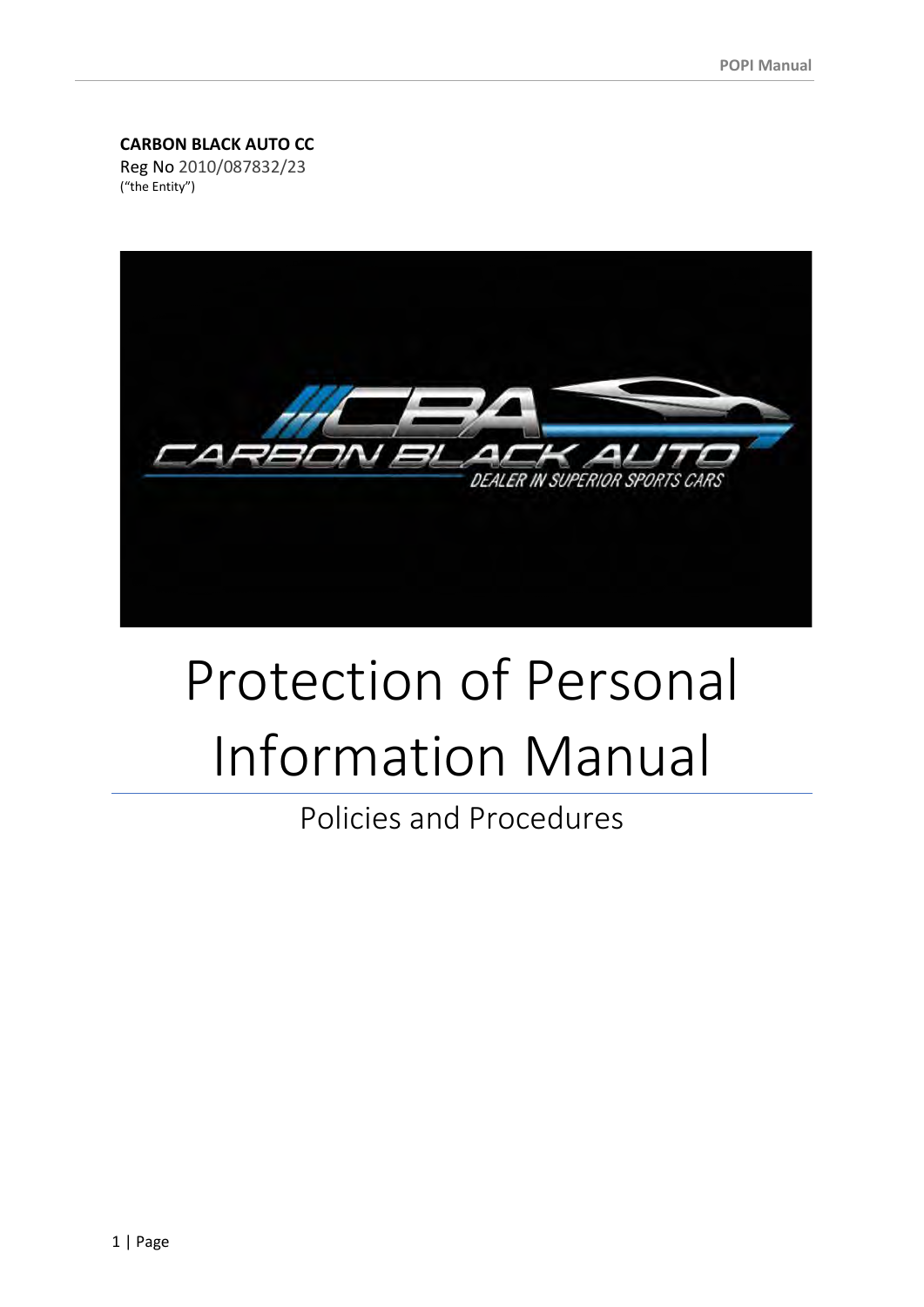**CARBON BLACK AUTO CC**
Reg No 2010/087832/23
("the Entity")

# Protection of Personal Information Manual

## Policies and Procedures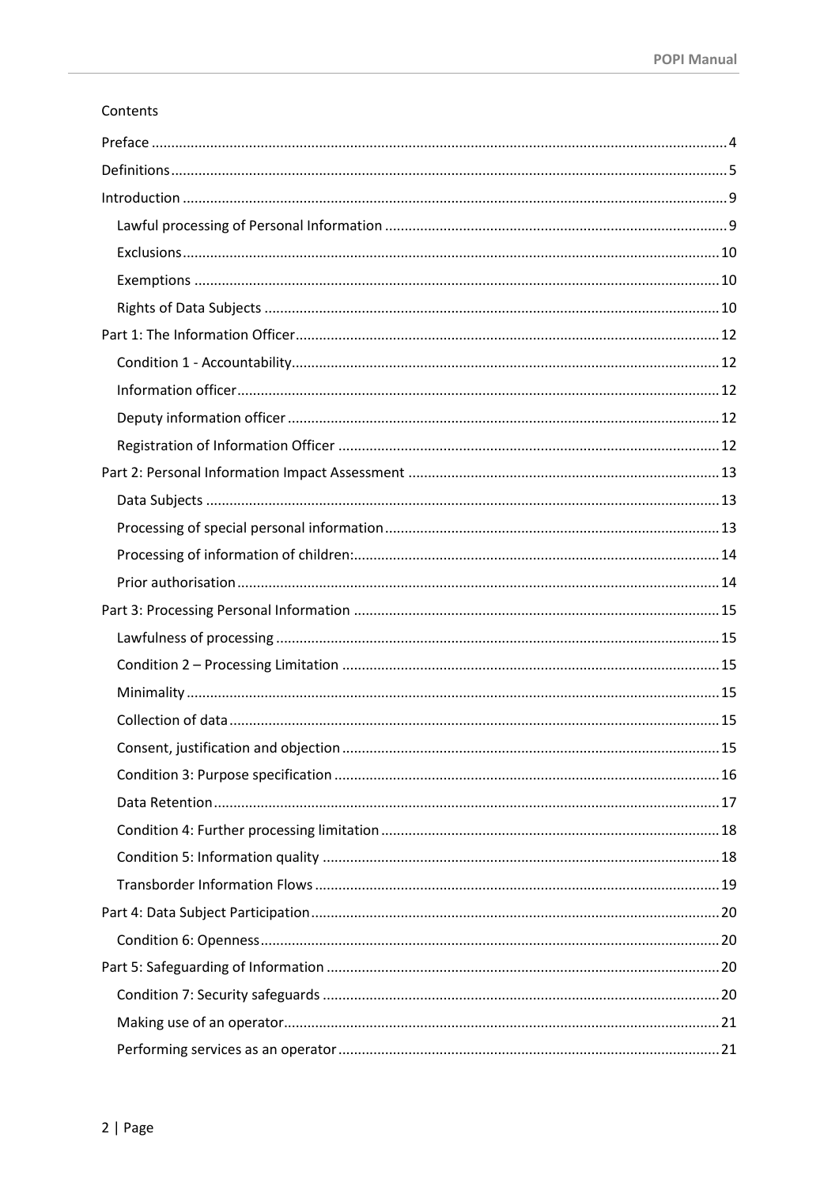Contents

- Preface ... 4
- Definitions ... 5
- Introduction ... 9
  - Lawful processing of Personal Information ... 9
  - Exclusions ... 10
  - Exemptions ... 10
  - Rights of Data Subjects ... 10
- Part 1: The Information Officer ... 12
  - Condition 1 - Accountability ... 12
  - Information officer ... 12
  - Deputy information officer ... 12
  - Registration of Information Officer ... 12
- Part 2: Personal Information Impact Assessment ... 13
  - Data Subjects ... 13
  - Processing of special personal information ... 13
  - Processing of information of children: ... 14
  - Prior authorisation ... 14
- Part 3: Processing Personal Information ... 15
  - Lawfulness of processing ... 15
  - Condition 2 – Processing Limitation ... 15
  - Minimality ... 15
  - Collection of data ... 15
  - Consent, justification and objection ... 15
  - Condition 3: Purpose specification ... 16
  - Data Retention ... 17
  - Condition 4: Further processing limitation ... 18
  - Condition 5: Information quality ... 18
  - Transborder Information Flows ... 19
- Part 4: Data Subject Participation ... 20
  - Condition 6: Openness ... 20
- Part 5: Safeguarding of Information ... 20
  - Condition 7: Security safeguards ... 20
  - Making use of an operator ... 21
  - Performing services as an operator ... 21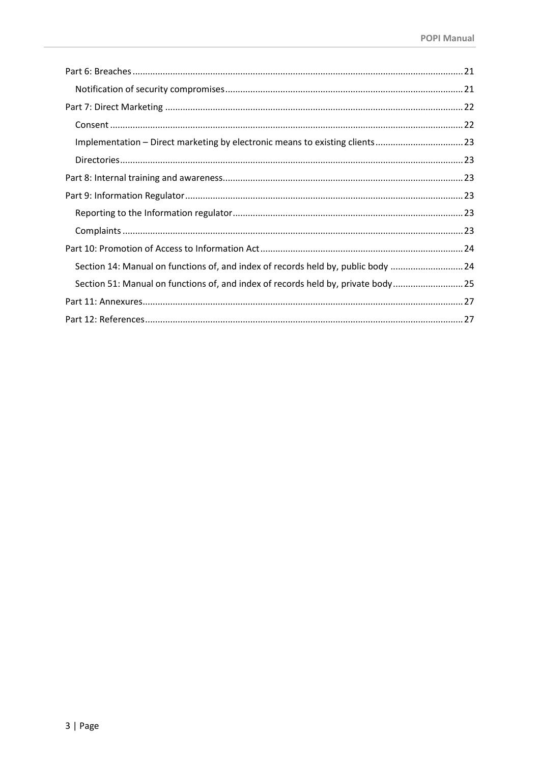- Part 6: Breaches ... 21
  - Notification of security compromises ... 21
- Part 7: Direct Marketing ... 22
  - Consent ... 22
  - Implementation – Direct marketing by electronic means to existing clients ... 23
  - Directories ... 23
- Part 8: Internal training and awareness ... 23
- Part 9: Information Regulator ... 23
  - Reporting to the Information regulator ... 23
  - Complaints ... 23
- Part 10: Promotion of Access to Information Act ... 24
  - Section 14: Manual on functions of, and index of records held by, public body ... 24
  - Section 51: Manual on functions of, and index of records held by, private body ... 25
- Part 11: Annexures ... 27
- Part 12: References ... 27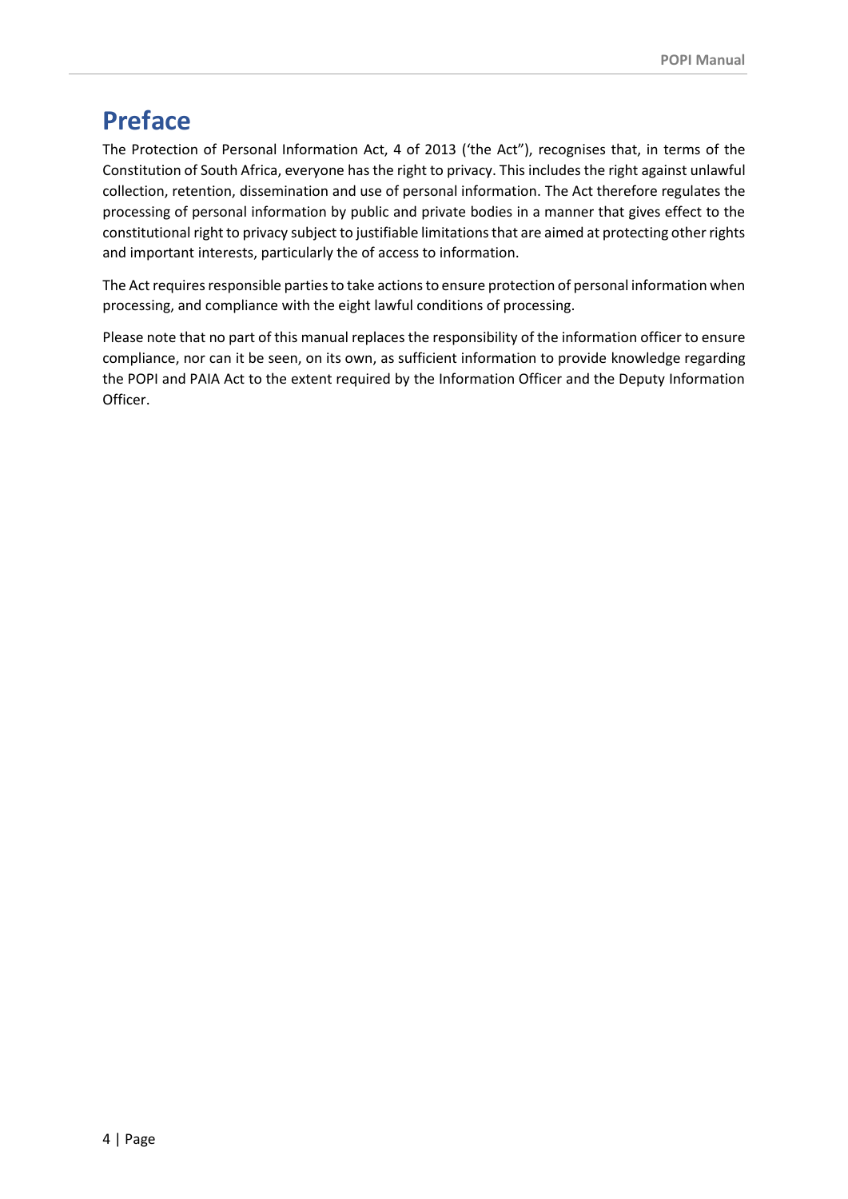# Preface

The Protection of Personal Information Act, 4 of 2013 ('the Act"), recognises that, in terms of the Constitution of South Africa, everyone has the right to privacy. This includes the right against unlawful collection, retention, dissemination and use of personal information. The Act therefore regulates the processing of personal information by public and private bodies in a manner that gives effect to the constitutional right to privacy subject to justifiable limitations that are aimed at protecting other rights and important interests, particularly the of access to information.

The Act requires responsible parties to take actions to ensure protection of personal information when processing, and compliance with the eight lawful conditions of processing.

Please note that no part of this manual replaces the responsibility of the information officer to ensure compliance, nor can it be seen, on its own, as sufficient information to provide knowledge regarding the POPI and PAIA Act to the extent required by the Information Officer and the Deputy Information Officer.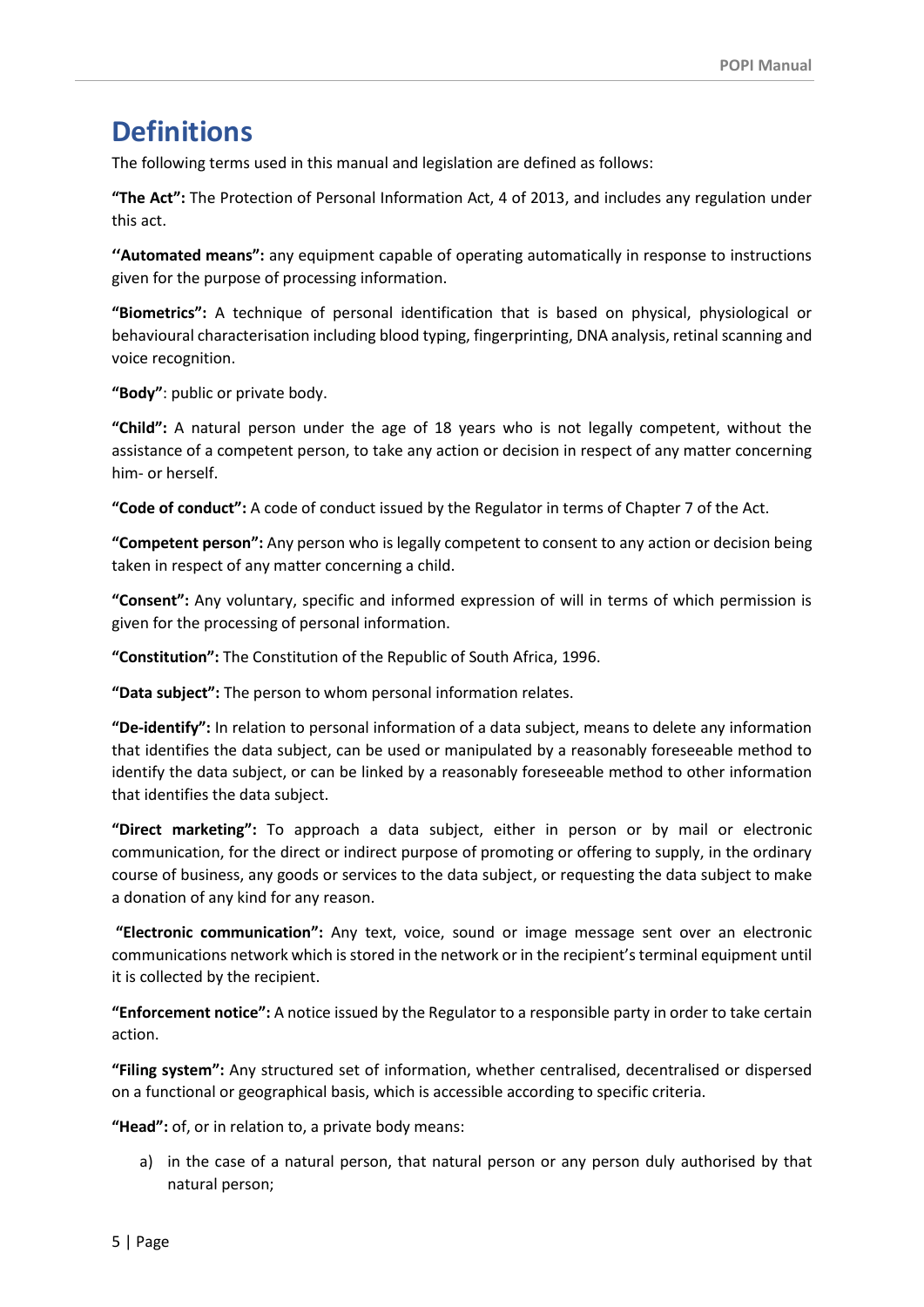# Definitions

The following terms used in this manual and legislation are defined as follows:

**"The Act":** The Protection of Personal Information Act, 4 of 2013, and includes any regulation under this act.

**''Automated means":** any equipment capable of operating automatically in response to instructions given for the purpose of processing information.

**"Biometrics":** A technique of personal identification that is based on physical, physiological or behavioural characterisation including blood typing, fingerprinting, DNA analysis, retinal scanning and voice recognition.

**"Body"**: public or private body.

**"Child":** A natural person under the age of 18 years who is not legally competent, without the assistance of a competent person, to take any action or decision in respect of any matter concerning him- or herself.

**"Code of conduct":** A code of conduct issued by the Regulator in terms of Chapter 7 of the Act.

**"Competent person":** Any person who is legally competent to consent to any action or decision being taken in respect of any matter concerning a child.

**"Consent":** Any voluntary, specific and informed expression of will in terms of which permission is given for the processing of personal information.

**"Constitution":** The Constitution of the Republic of South Africa, 1996.

**"Data subject":** The person to whom personal information relates.

**"De-identify":** In relation to personal information of a data subject, means to delete any information that identifies the data subject, can be used or manipulated by a reasonably foreseeable method to identify the data subject, or can be linked by a reasonably foreseeable method to other information that identifies the data subject.

**"Direct marketing":** To approach a data subject, either in person or by mail or electronic communication, for the direct or indirect purpose of promoting or offering to supply, in the ordinary course of business, any goods or services to the data subject, or requesting the data subject to make a donation of any kind for any reason.

**"Electronic communication":** Any text, voice, sound or image message sent over an electronic communications network which is stored in the network or in the recipient's terminal equipment until it is collected by the recipient.

**"Enforcement notice":** A notice issued by the Regulator to a responsible party in order to take certain action.

**"Filing system":** Any structured set of information, whether centralised, decentralised or dispersed on a functional or geographical basis, which is accessible according to specific criteria.

**"Head":** of, or in relation to, a private body means:

a) in the case of a natural person, that natural person or any person duly authorised by that natural person;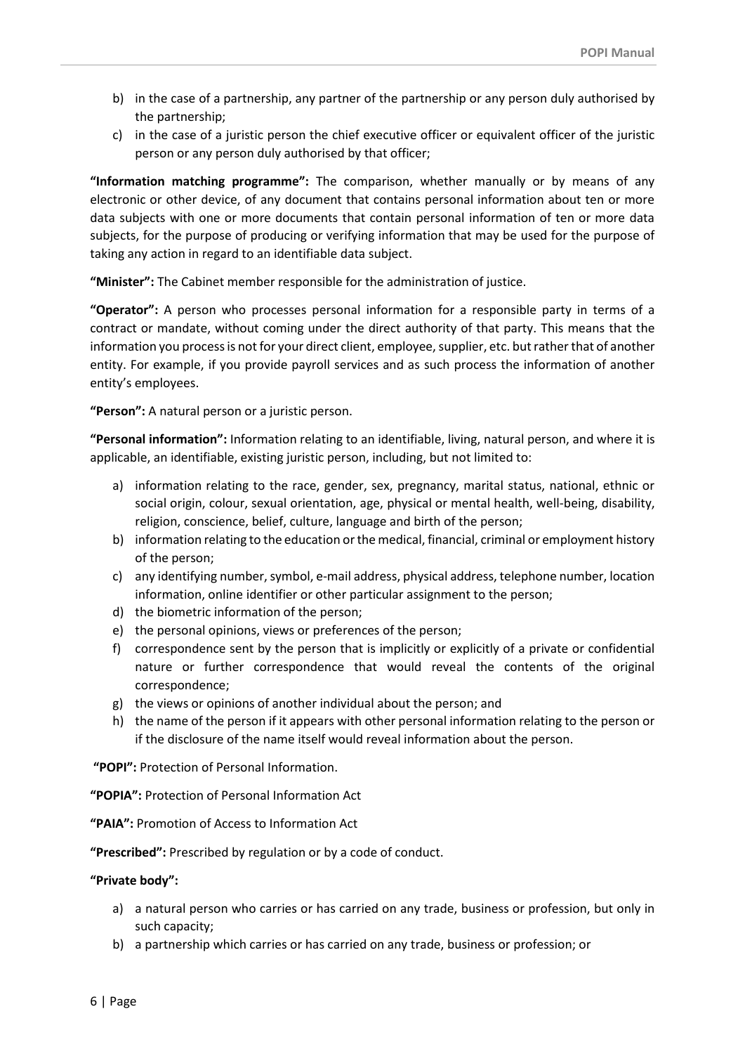b) in the case of a partnership, any partner of the partnership or any person duly authorised by the partnership;
c) in the case of a juristic person the chief executive officer or equivalent officer of the juristic person or any person duly authorised by that officer;

**"Information matching programme":** The comparison, whether manually or by means of any electronic or other device, of any document that contains personal information about ten or more data subjects with one or more documents that contain personal information of ten or more data subjects, for the purpose of producing or verifying information that may be used for the purpose of taking any action in regard to an identifiable data subject.

**"Minister":** The Cabinet member responsible for the administration of justice.

**"Operator":** A person who processes personal information for a responsible party in terms of a contract or mandate, without coming under the direct authority of that party. This means that the information you process is not for your direct client, employee, supplier, etc. but rather that of another entity. For example, if you provide payroll services and as such process the information of another entity's employees.

**"Person":** A natural person or a juristic person.

**"Personal information":** Information relating to an identifiable, living, natural person, and where it is applicable, an identifiable, existing juristic person, including, but not limited to:

a) information relating to the race, gender, sex, pregnancy, marital status, national, ethnic or social origin, colour, sexual orientation, age, physical or mental health, well-being, disability, religion, conscience, belief, culture, language and birth of the person;
b) information relating to the education or the medical, financial, criminal or employment history of the person;
c) any identifying number, symbol, e-mail address, physical address, telephone number, location information, online identifier or other particular assignment to the person;
d) the biometric information of the person;
e) the personal opinions, views or preferences of the person;
f) correspondence sent by the person that is implicitly or explicitly of a private or confidential nature or further correspondence that would reveal the contents of the original correspondence;
g) the views or opinions of another individual about the person; and
h) the name of the person if it appears with other personal information relating to the person or if the disclosure of the name itself would reveal information about the person.

**"POPI":** Protection of Personal Information.

**"POPIA":** Protection of Personal Information Act

**"PAIA":** Promotion of Access to Information Act

**"Prescribed":** Prescribed by regulation or by a code of conduct.

**"Private body":**

a) a natural person who carries or has carried on any trade, business or profession, but only in such capacity;
b) a partnership which carries or has carried on any trade, business or profession; or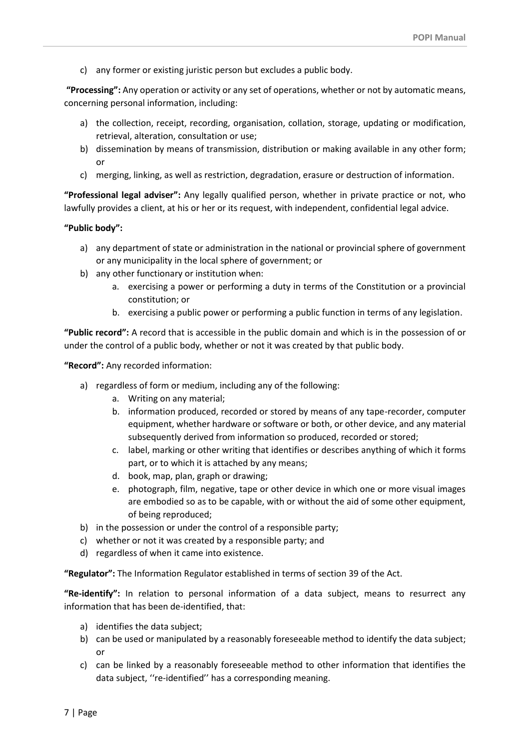c) any former or existing juristic person but excludes a public body.

**"Processing":** Any operation or activity or any set of operations, whether or not by automatic means, concerning personal information, including:

a) the collection, receipt, recording, organisation, collation, storage, updating or modification, retrieval, alteration, consultation or use;
b) dissemination by means of transmission, distribution or making available in any other form; or
c) merging, linking, as well as restriction, degradation, erasure or destruction of information.

**"Professional legal adviser":** Any legally qualified person, whether in private practice or not, who lawfully provides a client, at his or her or its request, with independent, confidential legal advice.

**"Public body":**

a) any department of state or administration in the national or provincial sphere of government or any municipality in the local sphere of government; or
b) any other functionary or institution when:
    a. exercising a power or performing a duty in terms of the Constitution or a provincial constitution; or
    b. exercising a public power or performing a public function in terms of any legislation.

**"Public record":** A record that is accessible in the public domain and which is in the possession of or under the control of a public body, whether or not it was created by that public body.

**"Record":** Any recorded information:

a) regardless of form or medium, including any of the following:
    a. Writing on any material;
    b. information produced, recorded or stored by means of any tape-recorder, computer equipment, whether hardware or software or both, or other device, and any material subsequently derived from information so produced, recorded or stored;
    c. label, marking or other writing that identifies or describes anything of which it forms part, or to which it is attached by any means;
    d. book, map, plan, graph or drawing;
    e. photograph, film, negative, tape or other device in which one or more visual images are embodied so as to be capable, with or without the aid of some other equipment, of being reproduced;
b) in the possession or under the control of a responsible party;
c) whether or not it was created by a responsible party; and
d) regardless of when it came into existence.

**"Regulator":** The Information Regulator established in terms of section 39 of the Act.

**"Re-identify":** In relation to personal information of a data subject, means to resurrect any information that has been de-identified, that:

a) identifies the data subject;
b) can be used or manipulated by a reasonably foreseeable method to identify the data subject; or
c) can be linked by a reasonably foreseeable method to other information that identifies the data subject, ''re-identified'' has a corresponding meaning.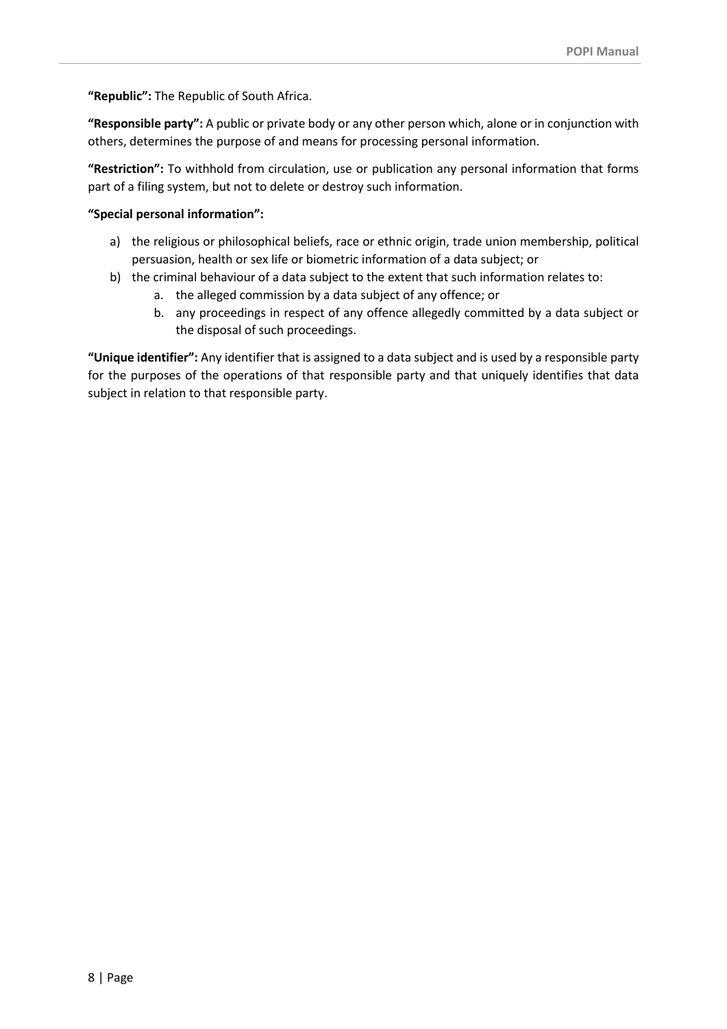**"Republic":** The Republic of South Africa.

**"Responsible party":** A public or private body or any other person which, alone or in conjunction with others, determines the purpose of and means for processing personal information.

**"Restriction":** To withhold from circulation, use or publication any personal information that forms part of a filing system, but not to delete or destroy such information.

**"Special personal information":**

a) the religious or philosophical beliefs, race or ethnic origin, trade union membership, political persuasion, health or sex life or biometric information of a data subject; or
b) the criminal behaviour of a data subject to the extent that such information relates to:
    a. the alleged commission by a data subject of any offence; or
    b. any proceedings in respect of any offence allegedly committed by a data subject or the disposal of such proceedings.

**"Unique identifier":** Any identifier that is assigned to a data subject and is used by a responsible party for the purposes of the operations of that responsible party and that uniquely identifies that data subject in relation to that responsible party.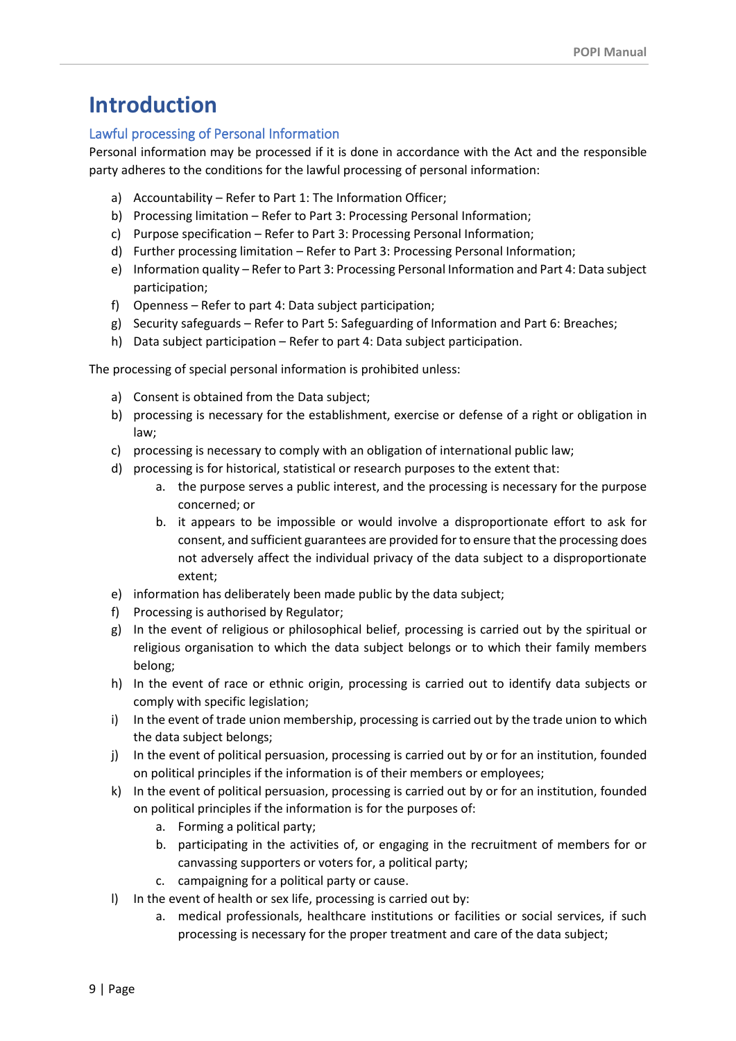# Introduction

## Lawful processing of Personal Information

Personal information may be processed if it is done in accordance with the Act and the responsible party adheres to the conditions for the lawful processing of personal information:

a) Accountability – Refer to Part 1: The Information Officer;
b) Processing limitation – Refer to Part 3: Processing Personal Information;
c) Purpose specification – Refer to Part 3: Processing Personal Information;
d) Further processing limitation – Refer to Part 3: Processing Personal Information;
e) Information quality – Refer to Part 3: Processing Personal Information and Part 4: Data subject participation;
f) Openness – Refer to part 4: Data subject participation;
g) Security safeguards – Refer to Part 5: Safeguarding of Information and Part 6: Breaches;
h) Data subject participation – Refer to part 4: Data subject participation.

The processing of special personal information is prohibited unless:

a) Consent is obtained from the Data subject;
b) processing is necessary for the establishment, exercise or defense of a right or obligation in law;
c) processing is necessary to comply with an obligation of international public law;
d) processing is for historical, statistical or research purposes to the extent that:
    a. the purpose serves a public interest, and the processing is necessary for the purpose concerned; or
    b. it appears to be impossible or would involve a disproportionate effort to ask for consent, and sufficient guarantees are provided for to ensure that the processing does not adversely affect the individual privacy of the data subject to a disproportionate extent;
e) information has deliberately been made public by the data subject;
f) Processing is authorised by Regulator;
g) In the event of religious or philosophical belief, processing is carried out by the spiritual or religious organisation to which the data subject belongs or to which their family members belong;
h) In the event of race or ethnic origin, processing is carried out to identify data subjects or comply with specific legislation;
i) In the event of trade union membership, processing is carried out by the trade union to which the data subject belongs;
j) In the event of political persuasion, processing is carried out by or for an institution, founded on political principles if the information is of their members or employees;
k) In the event of political persuasion, processing is carried out by or for an institution, founded on political principles if the information is for the purposes of:
    a. Forming a political party;
    b. participating in the activities of, or engaging in the recruitment of members for or canvassing supporters or voters for, a political party;
    c. campaigning for a political party or cause.
l) In the event of health or sex life, processing is carried out by:
    a. medical professionals, healthcare institutions or facilities or social services, if such processing is necessary for the proper treatment and care of the data subject;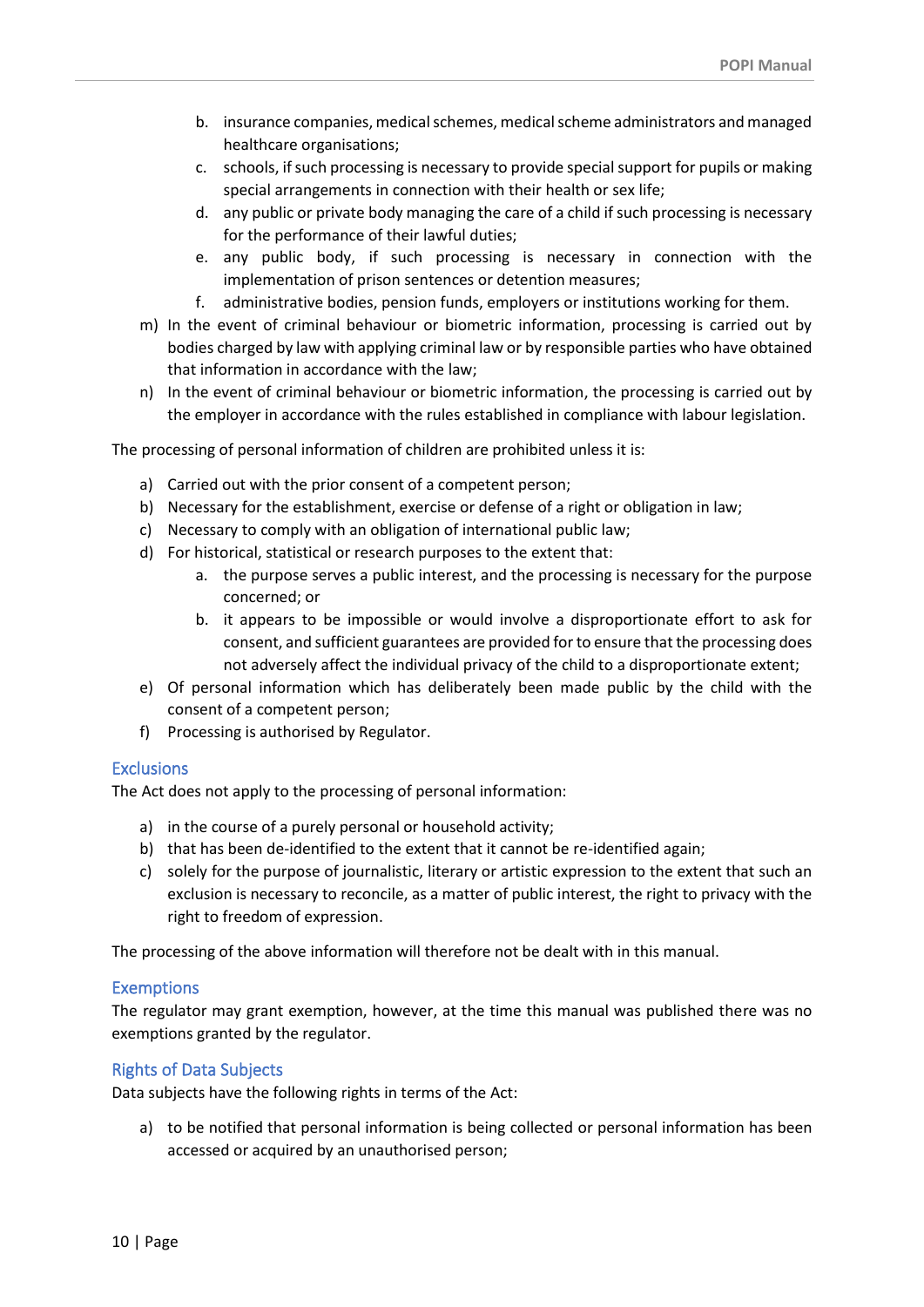b. insurance companies, medical schemes, medical scheme administrators and managed healthcare organisations;
   c. schools, if such processing is necessary to provide special support for pupils or making special arrangements in connection with their health or sex life;
   d. any public or private body managing the care of a child if such processing is necessary for the performance of their lawful duties;
   e. any public body, if such processing is necessary in connection with the implementation of prison sentences or detention measures;
   f. administrative bodies, pension funds, employers or institutions working for them.

m) In the event of criminal behaviour or biometric information, processing is carried out by bodies charged by law with applying criminal law or by responsible parties who have obtained that information in accordance with the law;

n) In the event of criminal behaviour or biometric information, the processing is carried out by the employer in accordance with the rules established in compliance with labour legislation.

The processing of personal information of children are prohibited unless it is:

a) Carried out with the prior consent of a competent person;
b) Necessary for the establishment, exercise or defense of a right or obligation in law;
c) Necessary to comply with an obligation of international public law;
d) For historical, statistical or research purposes to the extent that:
   a. the purpose serves a public interest, and the processing is necessary for the purpose concerned; or
   b. it appears to be impossible or would involve a disproportionate effort to ask for consent, and sufficient guarantees are provided for to ensure that the processing does not adversely affect the individual privacy of the child to a disproportionate extent;
e) Of personal information which has deliberately been made public by the child with the consent of a competent person;
f) Processing is authorised by Regulator.

## Exclusions

The Act does not apply to the processing of personal information:

a) in the course of a purely personal or household activity;
b) that has been de-identified to the extent that it cannot be re-identified again;
c) solely for the purpose of journalistic, literary or artistic expression to the extent that such an exclusion is necessary to reconcile, as a matter of public interest, the right to privacy with the right to freedom of expression.

The processing of the above information will therefore not be dealt with in this manual.

## Exemptions

The regulator may grant exemption, however, at the time this manual was published there was no exemptions granted by the regulator.

## Rights of Data Subjects

Data subjects have the following rights in terms of the Act:

a) to be notified that personal information is being collected or personal information has been accessed or acquired by an unauthorised person;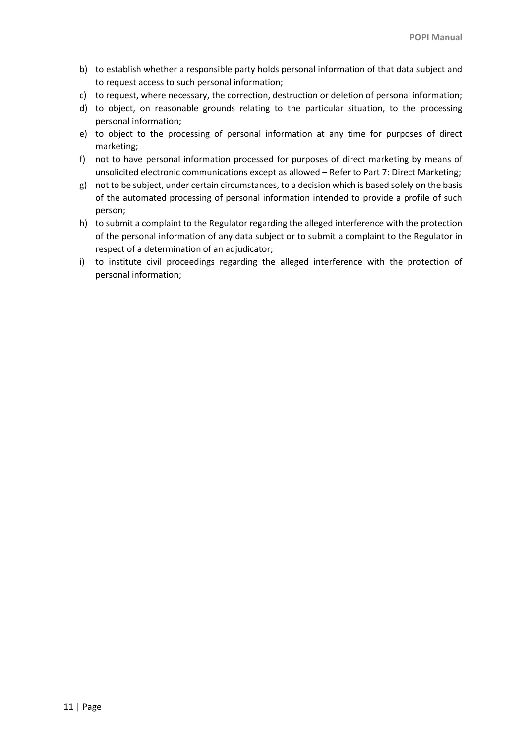b) to establish whether a responsible party holds personal information of that data subject and to request access to such personal information;
c) to request, where necessary, the correction, destruction or deletion of personal information;
d) to object, on reasonable grounds relating to the particular situation, to the processing personal information;
e) to object to the processing of personal information at any time for purposes of direct marketing;
f) not to have personal information processed for purposes of direct marketing by means of unsolicited electronic communications except as allowed – Refer to Part 7: Direct Marketing;
g) not to be subject, under certain circumstances, to a decision which is based solely on the basis of the automated processing of personal information intended to provide a profile of such person;
h) to submit a complaint to the Regulator regarding the alleged interference with the protection of the personal information of any data subject or to submit a complaint to the Regulator in respect of a determination of an adjudicator;
i) to institute civil proceedings regarding the alleged interference with the protection of personal information;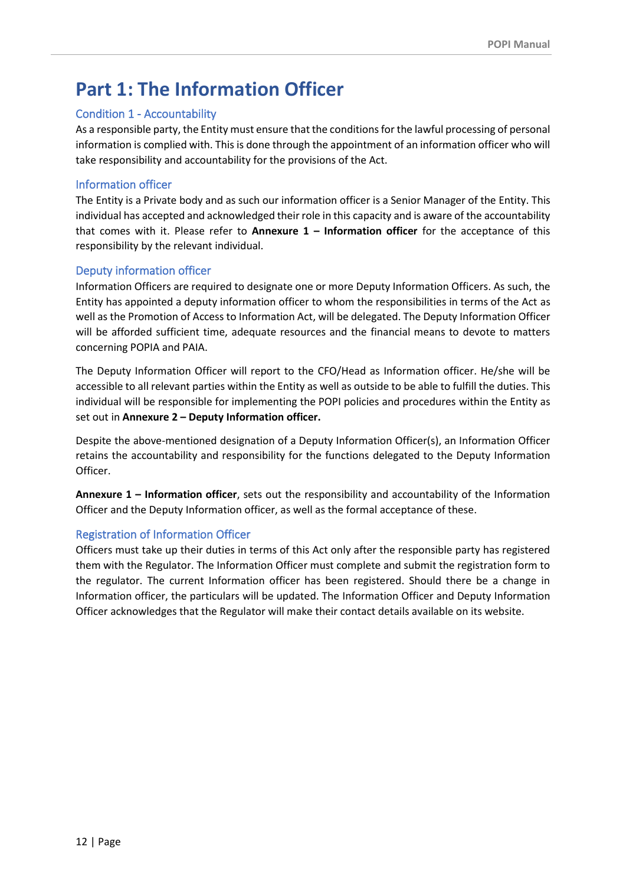# Part 1: The Information Officer

## Condition 1 - Accountability

As a responsible party, the Entity must ensure that the conditions for the lawful processing of personal information is complied with. This is done through the appointment of an information officer who will take responsibility and accountability for the provisions of the Act.

## Information officer

The Entity is a Private body and as such our information officer is a Senior Manager of the Entity. This individual has accepted and acknowledged their role in this capacity and is aware of the accountability that comes with it. Please refer to **Annexure 1 – Information officer** for the acceptance of this responsibility by the relevant individual.

## Deputy information officer

Information Officers are required to designate one or more Deputy Information Officers. As such, the Entity has appointed a deputy information officer to whom the responsibilities in terms of the Act as well as the Promotion of Access to Information Act, will be delegated. The Deputy Information Officer will be afforded sufficient time, adequate resources and the financial means to devote to matters concerning POPIA and PAIA.

The Deputy Information Officer will report to the CFO/Head as Information officer. He/she will be accessible to all relevant parties within the Entity as well as outside to be able to fulfill the duties. This individual will be responsible for implementing the POPI policies and procedures within the Entity as set out in **Annexure 2 – Deputy Information officer.**

Despite the above-mentioned designation of a Deputy Information Officer(s), an Information Officer retains the accountability and responsibility for the functions delegated to the Deputy Information Officer.

**Annexure 1 – Information officer**, sets out the responsibility and accountability of the Information Officer and the Deputy Information officer, as well as the formal acceptance of these.

## Registration of Information Officer

Officers must take up their duties in terms of this Act only after the responsible party has registered them with the Regulator. The Information Officer must complete and submit the registration form to the regulator. The current Information officer has been registered. Should there be a change in Information officer, the particulars will be updated. The Information Officer and Deputy Information Officer acknowledges that the Regulator will make their contact details available on its website.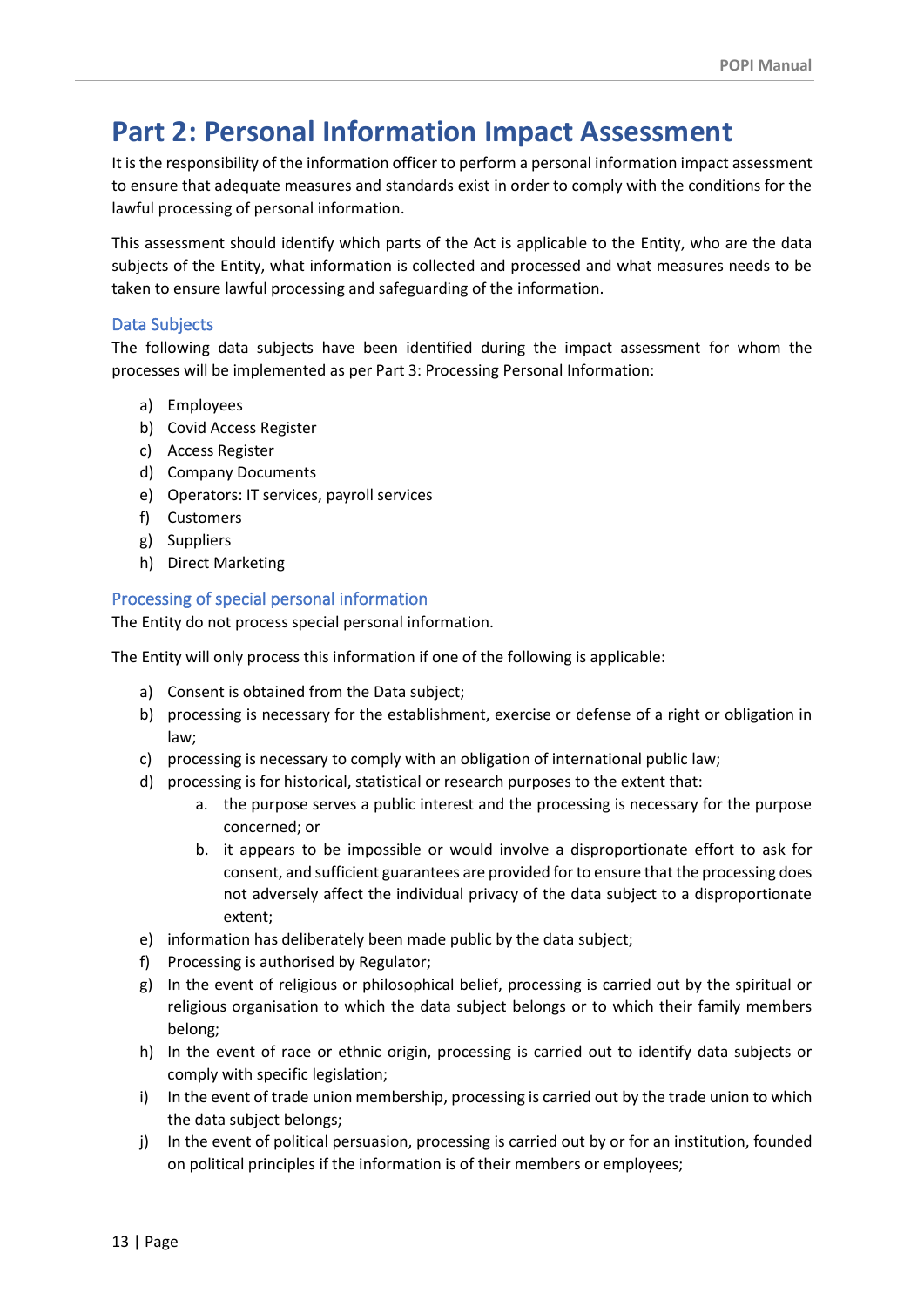# Part 2: Personal Information Impact Assessment

It is the responsibility of the information officer to perform a personal information impact assessment to ensure that adequate measures and standards exist in order to comply with the conditions for the lawful processing of personal information.

This assessment should identify which parts of the Act is applicable to the Entity, who are the data subjects of the Entity, what information is collected and processed and what measures needs to be taken to ensure lawful processing and safeguarding of the information.

## Data Subjects

The following data subjects have been identified during the impact assessment for whom the processes will be implemented as per Part 3: Processing Personal Information:

a) Employees
b) Covid Access Register
c) Access Register
d) Company Documents
e) Operators: IT services, payroll services
f) Customers
g) Suppliers
h) Direct Marketing

## Processing of special personal information

The Entity do not process special personal information.

The Entity will only process this information if one of the following is applicable:

a) Consent is obtained from the Data subject;
b) processing is necessary for the establishment, exercise or defense of a right or obligation in law;
c) processing is necessary to comply with an obligation of international public law;
d) processing is for historical, statistical or research purposes to the extent that:
    a. the purpose serves a public interest and the processing is necessary for the purpose concerned; or
    b. it appears to be impossible or would involve a disproportionate effort to ask for consent, and sufficient guarantees are provided for to ensure that the processing does not adversely affect the individual privacy of the data subject to a disproportionate extent;
e) information has deliberately been made public by the data subject;
f) Processing is authorised by Regulator;
g) In the event of religious or philosophical belief, processing is carried out by the spiritual or religious organisation to which the data subject belongs or to which their family members belong;
h) In the event of race or ethnic origin, processing is carried out to identify data subjects or comply with specific legislation;
i) In the event of trade union membership, processing is carried out by the trade union to which the data subject belongs;
j) In the event of political persuasion, processing is carried out by or for an institution, founded on political principles if the information is of their members or employees;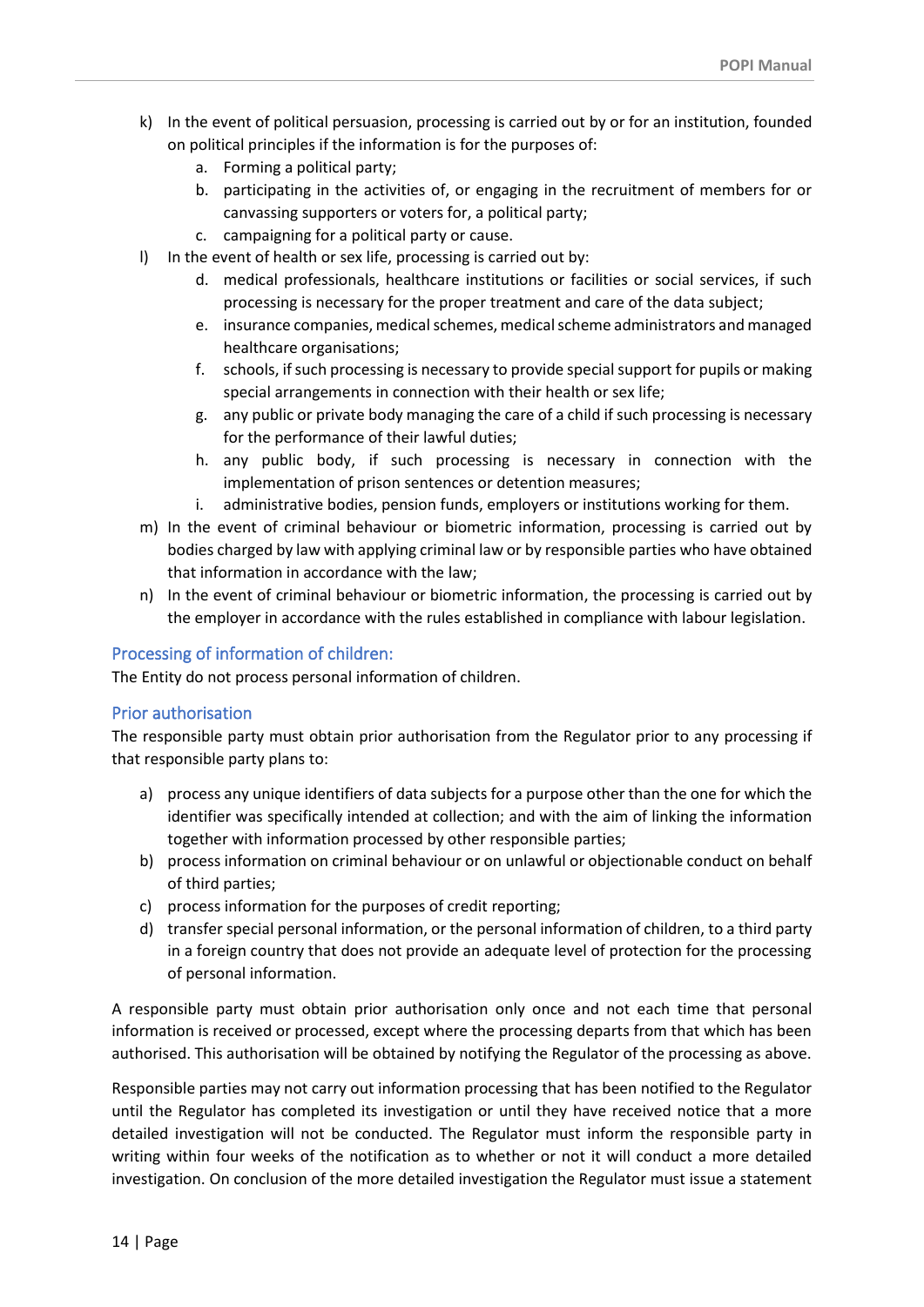k) In the event of political persuasion, processing is carried out by or for an institution, founded on political principles if the information is for the purposes of:
    a. Forming a political party;
    b. participating in the activities of, or engaging in the recruitment of members for or canvassing supporters or voters for, a political party;
    c. campaigning for a political party or cause.

l) In the event of health or sex life, processing is carried out by:
    d. medical professionals, healthcare institutions or facilities or social services, if such processing is necessary for the proper treatment and care of the data subject;
    e. insurance companies, medical schemes, medical scheme administrators and managed healthcare organisations;
    f. schools, if such processing is necessary to provide special support for pupils or making special arrangements in connection with their health or sex life;
    g. any public or private body managing the care of a child if such processing is necessary for the performance of their lawful duties;
    h. any public body, if such processing is necessary in connection with the implementation of prison sentences or detention measures;
    i. administrative bodies, pension funds, employers or institutions working for them.

m) In the event of criminal behaviour or biometric information, processing is carried out by bodies charged by law with applying criminal law or by responsible parties who have obtained that information in accordance with the law;

n) In the event of criminal behaviour or biometric information, the processing is carried out by the employer in accordance with the rules established in compliance with labour legislation.

### Processing of information of children:

The Entity do not process personal information of children.

### Prior authorisation

The responsible party must obtain prior authorisation from the Regulator prior to any processing if that responsible party plans to:

a) process any unique identifiers of data subjects for a purpose other than the one for which the identifier was specifically intended at collection; and with the aim of linking the information together with information processed by other responsible parties;
b) process information on criminal behaviour or on unlawful or objectionable conduct on behalf of third parties;
c) process information for the purposes of credit reporting;
d) transfer special personal information, or the personal information of children, to a third party in a foreign country that does not provide an adequate level of protection for the processing of personal information.

A responsible party must obtain prior authorisation only once and not each time that personal information is received or processed, except where the processing departs from that which has been authorised. This authorisation will be obtained by notifying the Regulator of the processing as above.

Responsible parties may not carry out information processing that has been notified to the Regulator until the Regulator has completed its investigation or until they have received notice that a more detailed investigation will not be conducted. The Regulator must inform the responsible party in writing within four weeks of the notification as to whether or not it will conduct a more detailed investigation. On conclusion of the more detailed investigation the Regulator must issue a statement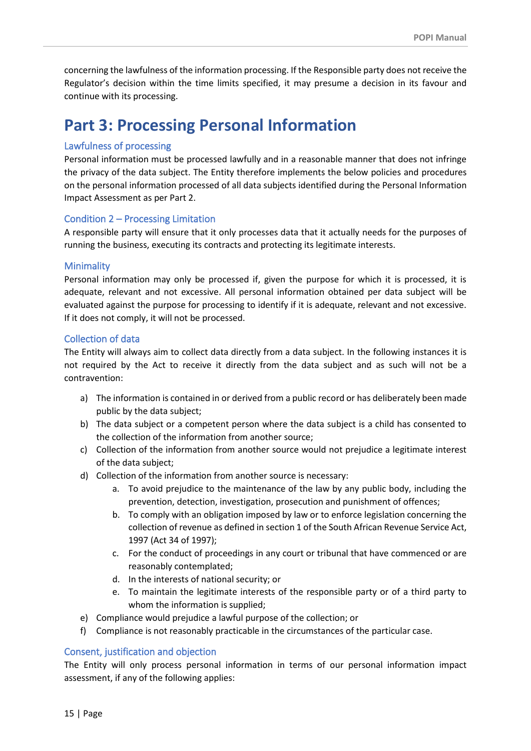concerning the lawfulness of the information processing. If the Responsible party does not receive the Regulator's decision within the time limits specified, it may presume a decision in its favour and continue with its processing.

# Part 3: Processing Personal Information

## Lawfulness of processing

Personal information must be processed lawfully and in a reasonable manner that does not infringe the privacy of the data subject. The Entity therefore implements the below policies and procedures on the personal information processed of all data subjects identified during the Personal Information Impact Assessment as per Part 2.

## Condition 2 – Processing Limitation

A responsible party will ensure that it only processes data that it actually needs for the purposes of running the business, executing its contracts and protecting its legitimate interests.

## Minimality

Personal information may only be processed if, given the purpose for which it is processed, it is adequate, relevant and not excessive. All personal information obtained per data subject will be evaluated against the purpose for processing to identify if it is adequate, relevant and not excessive. If it does not comply, it will not be processed.

## Collection of data

The Entity will always aim to collect data directly from a data subject. In the following instances it is not required by the Act to receive it directly from the data subject and as such will not be a contravention:

a) The information is contained in or derived from a public record or has deliberately been made public by the data subject;
b) The data subject or a competent person where the data subject is a child has consented to the collection of the information from another source;
c) Collection of the information from another source would not prejudice a legitimate interest of the data subject;
d) Collection of the information from another source is necessary:
    a. To avoid prejudice to the maintenance of the law by any public body, including the prevention, detection, investigation, prosecution and punishment of offences;
    b. To comply with an obligation imposed by law or to enforce legislation concerning the collection of revenue as defined in section 1 of the South African Revenue Service Act, 1997 (Act 34 of 1997);
    c. For the conduct of proceedings in any court or tribunal that have commenced or are reasonably contemplated;
    d. In the interests of national security; or
    e. To maintain the legitimate interests of the responsible party or of a third party to whom the information is supplied;
e) Compliance would prejudice a lawful purpose of the collection; or
f) Compliance is not reasonably practicable in the circumstances of the particular case.

## Consent, justification and objection

The Entity will only process personal information in terms of our personal information impact assessment, if any of the following applies: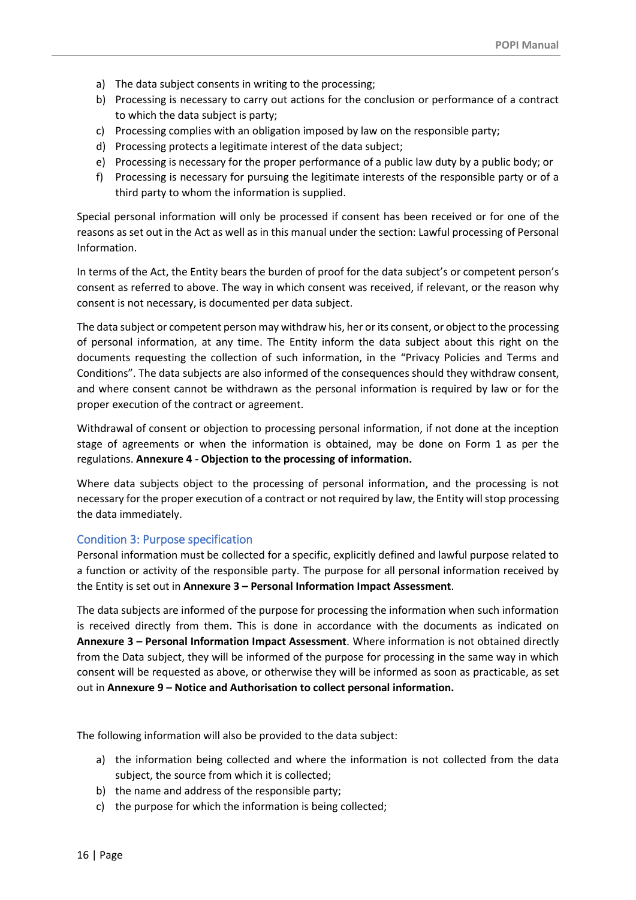a) The data subject consents in writing to the processing;
b) Processing is necessary to carry out actions for the conclusion or performance of a contract to which the data subject is party;
c) Processing complies with an obligation imposed by law on the responsible party;
d) Processing protects a legitimate interest of the data subject;
e) Processing is necessary for the proper performance of a public law duty by a public body; or
f) Processing is necessary for pursuing the legitimate interests of the responsible party or of a third party to whom the information is supplied.

Special personal information will only be processed if consent has been received or for one of the reasons as set out in the Act as well as in this manual under the section: Lawful processing of Personal Information.

In terms of the Act, the Entity bears the burden of proof for the data subject's or competent person's consent as referred to above. The way in which consent was received, if relevant, or the reason why consent is not necessary, is documented per data subject.

The data subject or competent person may withdraw his, her or its consent, or object to the processing of personal information, at any time. The Entity inform the data subject about this right on the documents requesting the collection of such information, in the "Privacy Policies and Terms and Conditions". The data subjects are also informed of the consequences should they withdraw consent, and where consent cannot be withdrawn as the personal information is required by law or for the proper execution of the contract or agreement.

Withdrawal of consent or objection to processing personal information, if not done at the inception stage of agreements or when the information is obtained, may be done on Form 1 as per the regulations. **Annexure 4 - Objection to the processing of information.**

Where data subjects object to the processing of personal information, and the processing is not necessary for the proper execution of a contract or not required by law, the Entity will stop processing the data immediately.

## Condition 3: Purpose specification

Personal information must be collected for a specific, explicitly defined and lawful purpose related to a function or activity of the responsible party. The purpose for all personal information received by the Entity is set out in **Annexure 3 – Personal Information Impact Assessment**.

The data subjects are informed of the purpose for processing the information when such information is received directly from them. This is done in accordance with the documents as indicated on **Annexure 3 – Personal Information Impact Assessment**. Where information is not obtained directly from the Data subject, they will be informed of the purpose for processing in the same way in which consent will be requested as above, or otherwise they will be informed as soon as practicable, as set out in **Annexure 9 – Notice and Authorisation to collect personal information.**

The following information will also be provided to the data subject:

a) the information being collected and where the information is not collected from the data subject, the source from which it is collected;
b) the name and address of the responsible party;
c) the purpose for which the information is being collected;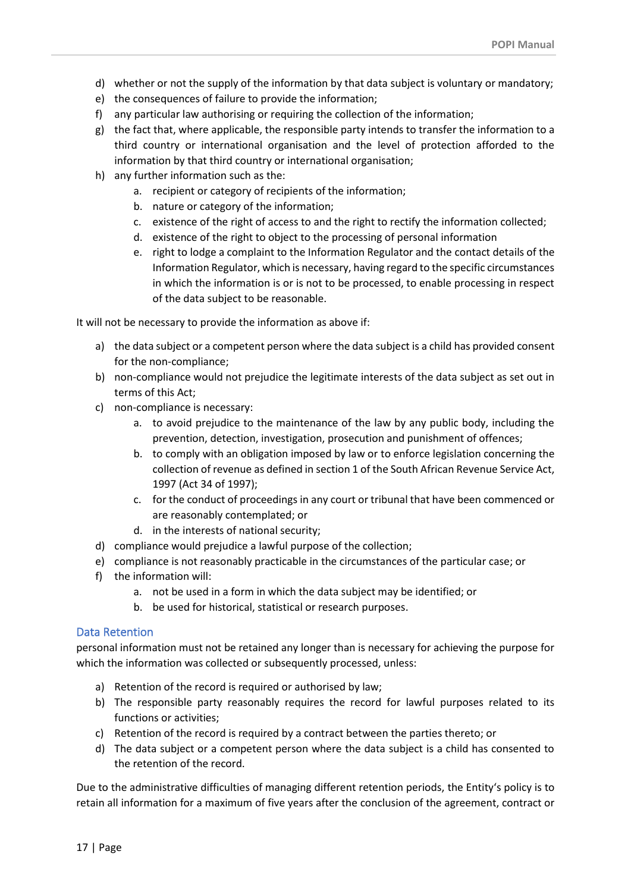d) whether or not the supply of the information by that data subject is voluntary or mandatory;
e) the consequences of failure to provide the information;
f) any particular law authorising or requiring the collection of the information;
g) the fact that, where applicable, the responsible party intends to transfer the information to a third country or international organisation and the level of protection afforded to the information by that third country or international organisation;
h) any further information such as the:
    a. recipient or category of recipients of the information;
    b. nature or category of the information;
    c. existence of the right of access to and the right to rectify the information collected;
    d. existence of the right to object to the processing of personal information
    e. right to lodge a complaint to the Information Regulator and the contact details of the Information Regulator, which is necessary, having regard to the specific circumstances in which the information is or is not to be processed, to enable processing in respect of the data subject to be reasonable.

It will not be necessary to provide the information as above if:

a) the data subject or a competent person where the data subject is a child has provided consent for the non-compliance;
b) non-compliance would not prejudice the legitimate interests of the data subject as set out in terms of this Act;
c) non-compliance is necessary:
    a. to avoid prejudice to the maintenance of the law by any public body, including the prevention, detection, investigation, prosecution and punishment of offences;
    b. to comply with an obligation imposed by law or to enforce legislation concerning the collection of revenue as defined in section 1 of the South African Revenue Service Act, 1997 (Act 34 of 1997);
    c. for the conduct of proceedings in any court or tribunal that have been commenced or are reasonably contemplated; or
    d. in the interests of national security;
d) compliance would prejudice a lawful purpose of the collection;
e) compliance is not reasonably practicable in the circumstances of the particular case; or
f) the information will:
    a. not be used in a form in which the data subject may be identified; or
    b. be used for historical, statistical or research purposes.

### Data Retention

personal information must not be retained any longer than is necessary for achieving the purpose for which the information was collected or subsequently processed, unless:

a) Retention of the record is required or authorised by law;
b) The responsible party reasonably requires the record for lawful purposes related to its functions or activities;
c) Retention of the record is required by a contract between the parties thereto; or
d) The data subject or a competent person where the data subject is a child has consented to the retention of the record.

Due to the administrative difficulties of managing different retention periods, the Entity's policy is to retain all information for a maximum of five years after the conclusion of the agreement, contract or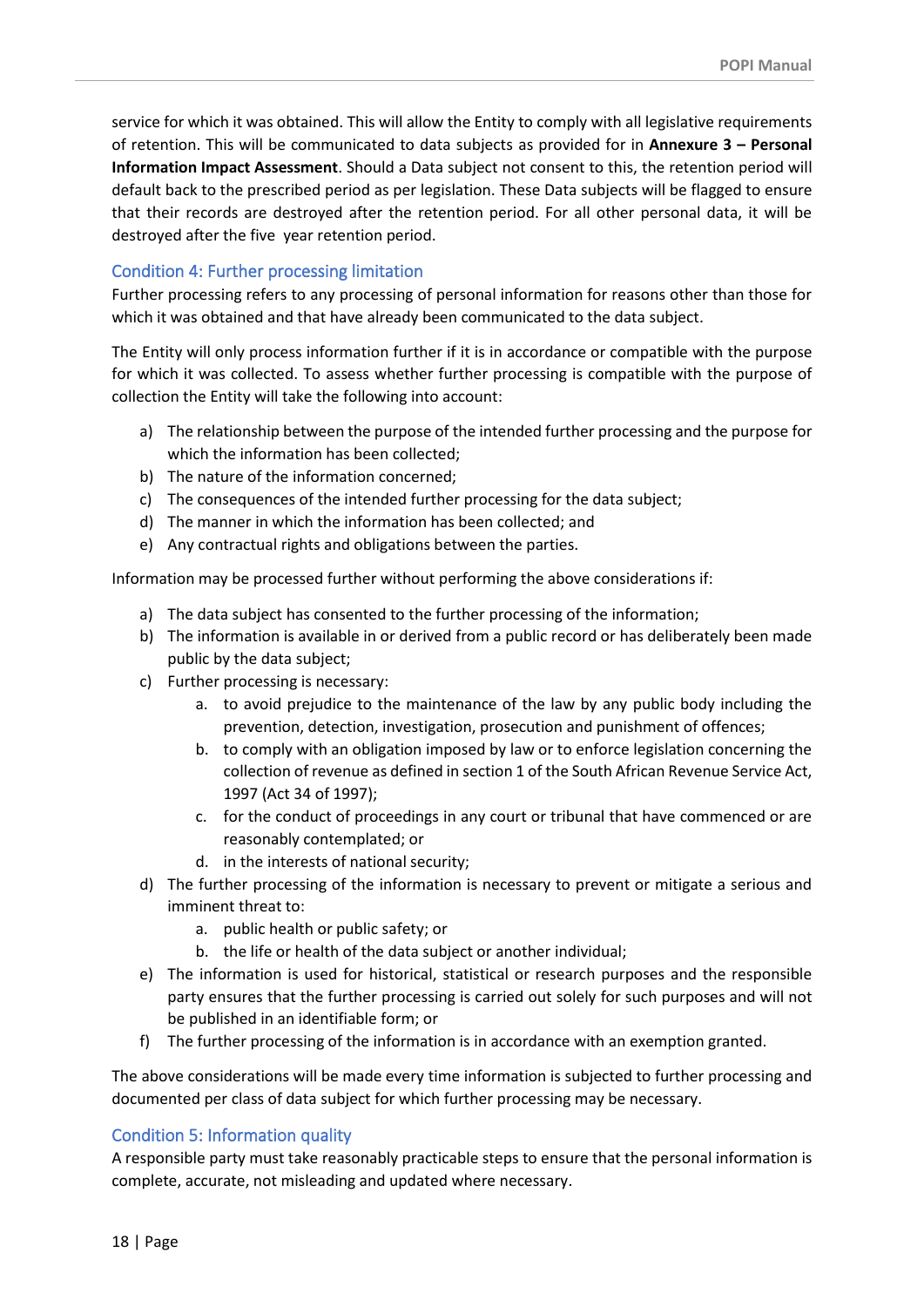service for which it was obtained. This will allow the Entity to comply with all legislative requirements of retention. This will be communicated to data subjects as provided for in **Annexure 3 – Personal Information Impact Assessment**. Should a Data subject not consent to this, the retention period will default back to the prescribed period as per legislation. These Data subjects will be flagged to ensure that their records are destroyed after the retention period. For all other personal data, it will be destroyed after the five year retention period.

## Condition 4: Further processing limitation

Further processing refers to any processing of personal information for reasons other than those for which it was obtained and that have already been communicated to the data subject.

The Entity will only process information further if it is in accordance or compatible with the purpose for which it was collected. To assess whether further processing is compatible with the purpose of collection the Entity will take the following into account:

a) The relationship between the purpose of the intended further processing and the purpose for which the information has been collected;
b) The nature of the information concerned;
c) The consequences of the intended further processing for the data subject;
d) The manner in which the information has been collected; and
e) Any contractual rights and obligations between the parties.

Information may be processed further without performing the above considerations if:

a) The data subject has consented to the further processing of the information;
b) The information is available in or derived from a public record or has deliberately been made public by the data subject;
c) Further processing is necessary:
    a. to avoid prejudice to the maintenance of the law by any public body including the prevention, detection, investigation, prosecution and punishment of offences;
    b. to comply with an obligation imposed by law or to enforce legislation concerning the collection of revenue as defined in section 1 of the South African Revenue Service Act, 1997 (Act 34 of 1997);
    c. for the conduct of proceedings in any court or tribunal that have commenced or are reasonably contemplated; or
    d. in the interests of national security;
d) The further processing of the information is necessary to prevent or mitigate a serious and imminent threat to:
    a. public health or public safety; or
    b. the life or health of the data subject or another individual;
e) The information is used for historical, statistical or research purposes and the responsible party ensures that the further processing is carried out solely for such purposes and will not be published in an identifiable form; or
f) The further processing of the information is in accordance with an exemption granted.

The above considerations will be made every time information is subjected to further processing and documented per class of data subject for which further processing may be necessary.

## Condition 5: Information quality

A responsible party must take reasonably practicable steps to ensure that the personal information is complete, accurate, not misleading and updated where necessary.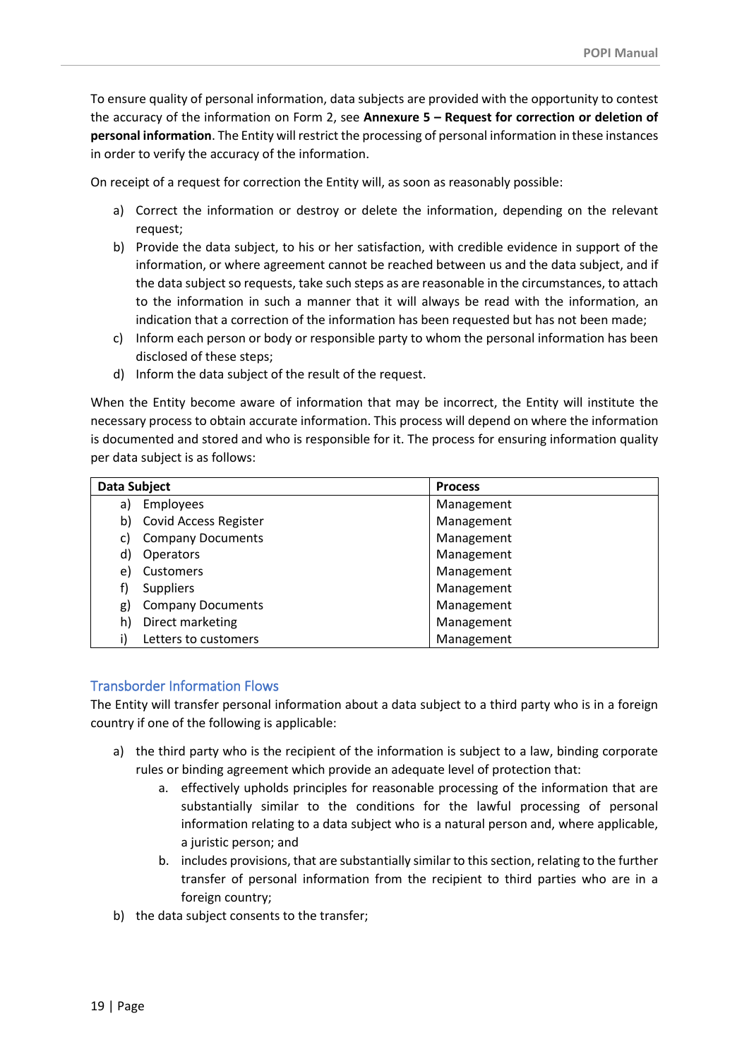To ensure quality of personal information, data subjects are provided with the opportunity to contest the accuracy of the information on Form 2, see **Annexure 5 – Request for correction or deletion of personal information**. The Entity will restrict the processing of personal information in these instances in order to verify the accuracy of the information.

On receipt of a request for correction the Entity will, as soon as reasonably possible:

a) Correct the information or destroy or delete the information, depending on the relevant request;
b) Provide the data subject, to his or her satisfaction, with credible evidence in support of the information, or where agreement cannot be reached between us and the data subject, and if the data subject so requests, take such steps as are reasonable in the circumstances, to attach to the information in such a manner that it will always be read with the information, an indication that a correction of the information has been requested but has not been made;
c) Inform each person or body or responsible party to whom the personal information has been disclosed of these steps;
d) Inform the data subject of the result of the request.

When the Entity become aware of information that may be incorrect, the Entity will institute the necessary process to obtain accurate information. This process will depend on where the information is documented and stored and who is responsible for it. The process for ensuring information quality per data subject is as follows:

| Data Subject | Process |
|---|---|
| a) Employees | Management |
| b) Covid Access Register | Management |
| c) Company Documents | Management |
| d) Operators | Management |
| e) Customers | Management |
| f) Suppliers | Management |
| g) Company Documents | Management |
| h) Direct marketing | Management |
| i) Letters to customers | Management |

## Transborder Information Flows

The Entity will transfer personal information about a data subject to a third party who is in a foreign country if one of the following is applicable:

a) the third party who is the recipient of the information is subject to a law, binding corporate rules or binding agreement which provide an adequate level of protection that:
    a. effectively upholds principles for reasonable processing of the information that are substantially similar to the conditions for the lawful processing of personal information relating to a data subject who is a natural person and, where applicable, a juristic person; and
    b. includes provisions, that are substantially similar to this section, relating to the further transfer of personal information from the recipient to third parties who are in a foreign country;
b) the data subject consents to the transfer;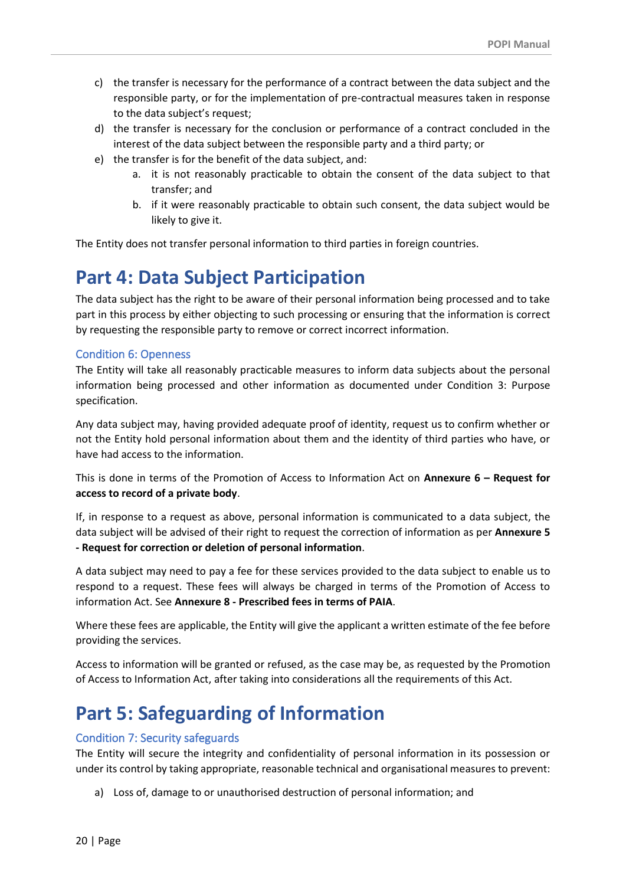c) the transfer is necessary for the performance of a contract between the data subject and the responsible party, or for the implementation of pre-contractual measures taken in response to the data subject's request;
d) the transfer is necessary for the conclusion or performance of a contract concluded in the interest of the data subject between the responsible party and a third party; or
e) the transfer is for the benefit of the data subject, and:
    a. it is not reasonably practicable to obtain the consent of the data subject to that transfer; and
    b. if it were reasonably practicable to obtain such consent, the data subject would be likely to give it.

The Entity does not transfer personal information to third parties in foreign countries.

# Part 4: Data Subject Participation

The data subject has the right to be aware of their personal information being processed and to take part in this process by either objecting to such processing or ensuring that the information is correct by requesting the responsible party to remove or correct incorrect information.

### Condition 6: Openness

The Entity will take all reasonably practicable measures to inform data subjects about the personal information being processed and other information as documented under Condition 3: Purpose specification.

Any data subject may, having provided adequate proof of identity, request us to confirm whether or not the Entity hold personal information about them and the identity of third parties who have, or have had access to the information.

This is done in terms of the Promotion of Access to Information Act on **Annexure 6 – Request for access to record of a private body**.

If, in response to a request as above, personal information is communicated to a data subject, the data subject will be advised of their right to request the correction of information as per **Annexure 5 - Request for correction or deletion of personal information**.

A data subject may need to pay a fee for these services provided to the data subject to enable us to respond to a request. These fees will always be charged in terms of the Promotion of Access to information Act. See **Annexure 8 - Prescribed fees in terms of PAIA**.

Where these fees are applicable, the Entity will give the applicant a written estimate of the fee before providing the services.

Access to information will be granted or refused, as the case may be, as requested by the Promotion of Access to Information Act, after taking into considerations all the requirements of this Act.

# Part 5: Safeguarding of Information

### Condition 7: Security safeguards

The Entity will secure the integrity and confidentiality of personal information in its possession or under its control by taking appropriate, reasonable technical and organisational measures to prevent:

a) Loss of, damage to or unauthorised destruction of personal information; and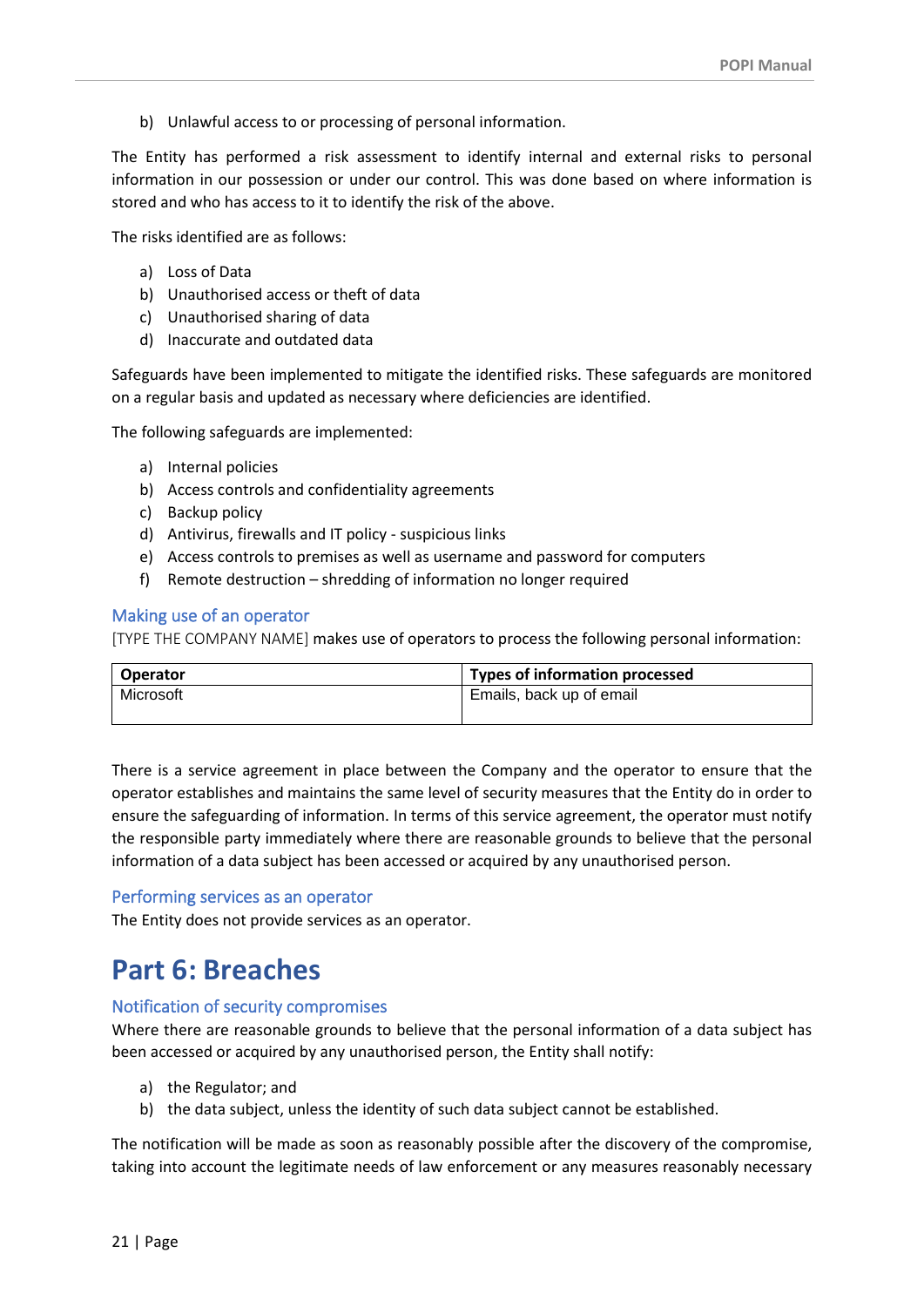b) Unlawful access to or processing of personal information.

The Entity has performed a risk assessment to identify internal and external risks to personal information in our possession or under our control. This was done based on where information is stored and who has access to it to identify the risk of the above.

The risks identified are as follows:

a) Loss of Data
b) Unauthorised access or theft of data
c) Unauthorised sharing of data
d) Inaccurate and outdated data

Safeguards have been implemented to mitigate the identified risks. These safeguards are monitored on a regular basis and updated as necessary where deficiencies are identified.

The following safeguards are implemented:

a) Internal policies
b) Access controls and confidentiality agreements
c) Backup policy
d) Antivirus, firewalls and IT policy - suspicious links
e) Access controls to premises as well as username and password for computers
f) Remote destruction – shredding of information no longer required

### Making use of an operator

[TYPE THE COMPANY NAME] makes use of operators to process the following personal information:

| Operator | Types of information processed |
|---|---|
| Microsoft | Emails, back up of email |

There is a service agreement in place between the Company and the operator to ensure that the operator establishes and maintains the same level of security measures that the Entity do in order to ensure the safeguarding of information. In terms of this service agreement, the operator must notify the responsible party immediately where there are reasonable grounds to believe that the personal information of a data subject has been accessed or acquired by any unauthorised person.

### Performing services as an operator

The Entity does not provide services as an operator.

# Part 6: Breaches

### Notification of security compromises

Where there are reasonable grounds to believe that the personal information of a data subject has been accessed or acquired by any unauthorised person, the Entity shall notify:

a) the Regulator; and
b) the data subject, unless the identity of such data subject cannot be established.

The notification will be made as soon as reasonably possible after the discovery of the compromise, taking into account the legitimate needs of law enforcement or any measures reasonably necessary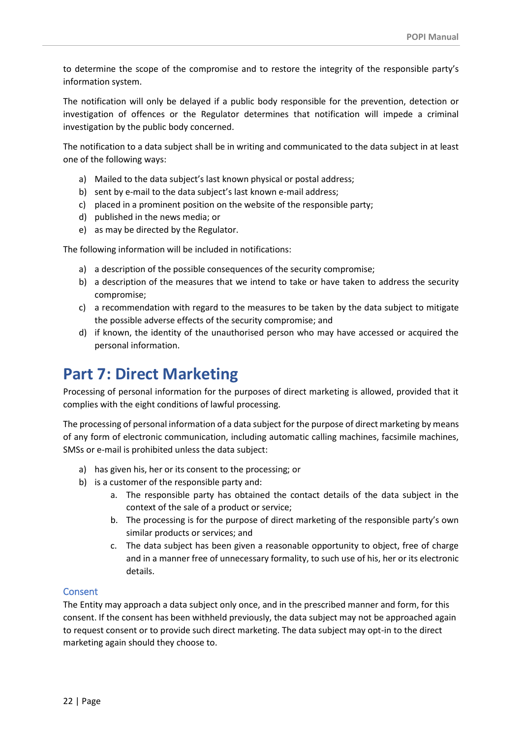to determine the scope of the compromise and to restore the integrity of the responsible party's information system.

The notification will only be delayed if a public body responsible for the prevention, detection or investigation of offences or the Regulator determines that notification will impede a criminal investigation by the public body concerned.

The notification to a data subject shall be in writing and communicated to the data subject in at least one of the following ways:

a) Mailed to the data subject's last known physical or postal address;
b) sent by e-mail to the data subject's last known e-mail address;
c) placed in a prominent position on the website of the responsible party;
d) published in the news media; or
e) as may be directed by the Regulator.

The following information will be included in notifications:

a) a description of the possible consequences of the security compromise;
b) a description of the measures that we intend to take or have taken to address the security compromise;
c) a recommendation with regard to the measures to be taken by the data subject to mitigate the possible adverse effects of the security compromise; and
d) if known, the identity of the unauthorised person who may have accessed or acquired the personal information.

# Part 7: Direct Marketing

Processing of personal information for the purposes of direct marketing is allowed, provided that it complies with the eight conditions of lawful processing.

The processing of personal information of a data subject for the purpose of direct marketing by means of any form of electronic communication, including automatic calling machines, facsimile machines, SMSs or e-mail is prohibited unless the data subject:

a) has given his, her or its consent to the processing; or
b) is a customer of the responsible party and:
    a. The responsible party has obtained the contact details of the data subject in the context of the sale of a product or service;
    b. The processing is for the purpose of direct marketing of the responsible party's own similar products or services; and
    c. The data subject has been given a reasonable opportunity to object, free of charge and in a manner free of unnecessary formality, to such use of his, her or its electronic details.

## Consent

The Entity may approach a data subject only once, and in the prescribed manner and form, for this consent. If the consent has been withheld previously, the data subject may not be approached again to request consent or to provide such direct marketing. The data subject may opt-in to the direct marketing again should they choose to.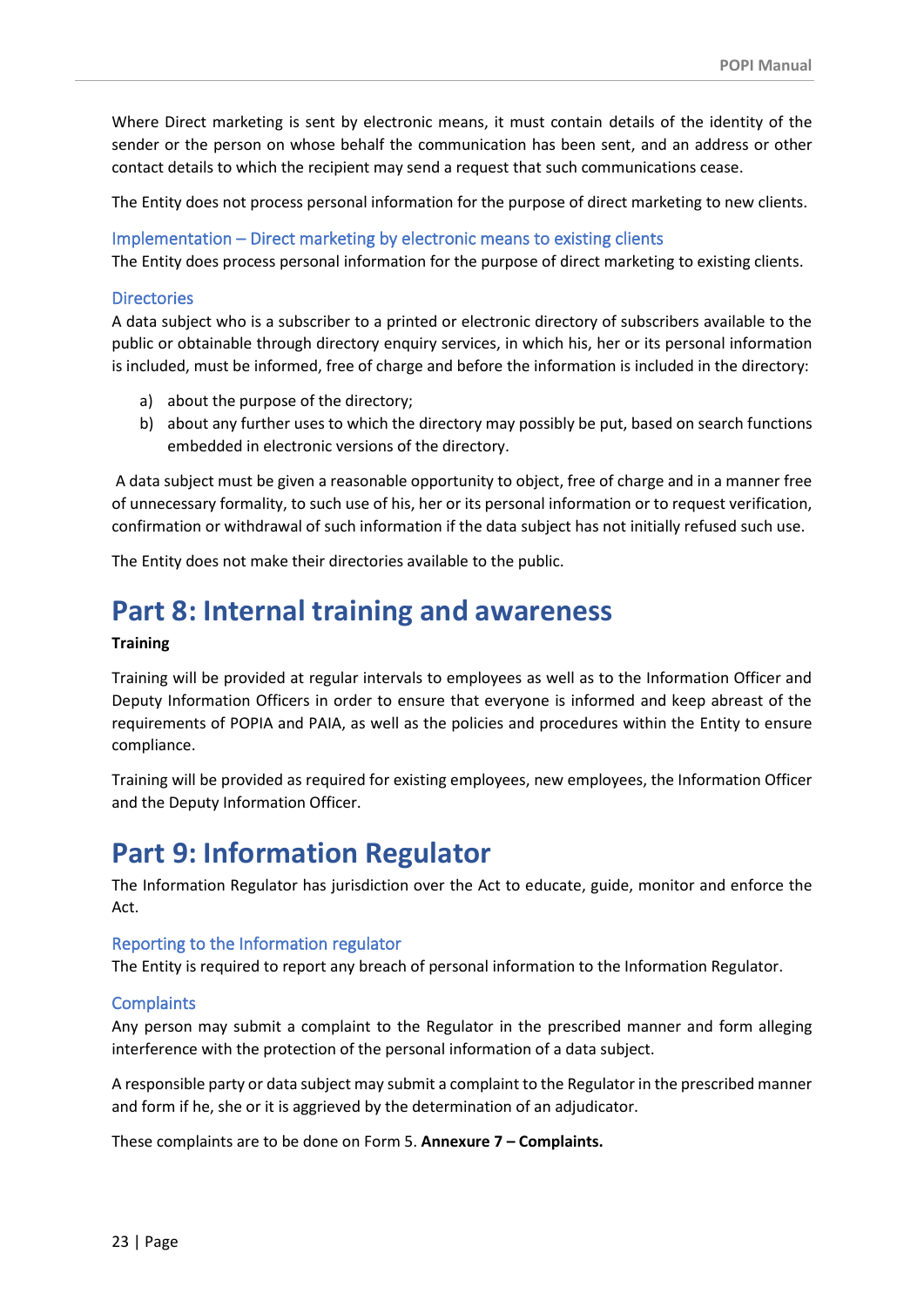Where Direct marketing is sent by electronic means, it must contain details of the identity of the sender or the person on whose behalf the communication has been sent, and an address or other contact details to which the recipient may send a request that such communications cease.

The Entity does not process personal information for the purpose of direct marketing to new clients.

### Implementation – Direct marketing by electronic means to existing clients

The Entity does process personal information for the purpose of direct marketing to existing clients.

### Directories

A data subject who is a subscriber to a printed or electronic directory of subscribers available to the public or obtainable through directory enquiry services, in which his, her or its personal information is included, must be informed, free of charge and before the information is included in the directory:

a) about the purpose of the directory;
b) about any further uses to which the directory may possibly be put, based on search functions embedded in electronic versions of the directory.

A data subject must be given a reasonable opportunity to object, free of charge and in a manner free of unnecessary formality, to such use of his, her or its personal information or to request verification, confirmation or withdrawal of such information if the data subject has not initially refused such use.

The Entity does not make their directories available to the public.

# Part 8: Internal training and awareness

**Training**

Training will be provided at regular intervals to employees as well as to the Information Officer and Deputy Information Officers in order to ensure that everyone is informed and keep abreast of the requirements of POPIA and PAIA, as well as the policies and procedures within the Entity to ensure compliance.

Training will be provided as required for existing employees, new employees, the Information Officer and the Deputy Information Officer.

# Part 9: Information Regulator

The Information Regulator has jurisdiction over the Act to educate, guide, monitor and enforce the Act.

### Reporting to the Information regulator

The Entity is required to report any breach of personal information to the Information Regulator.

### Complaints

Any person may submit a complaint to the Regulator in the prescribed manner and form alleging interference with the protection of the personal information of a data subject.

A responsible party or data subject may submit a complaint to the Regulator in the prescribed manner and form if he, she or it is aggrieved by the determination of an adjudicator.

These complaints are to be done on Form 5. **Annexure 7 – Complaints.**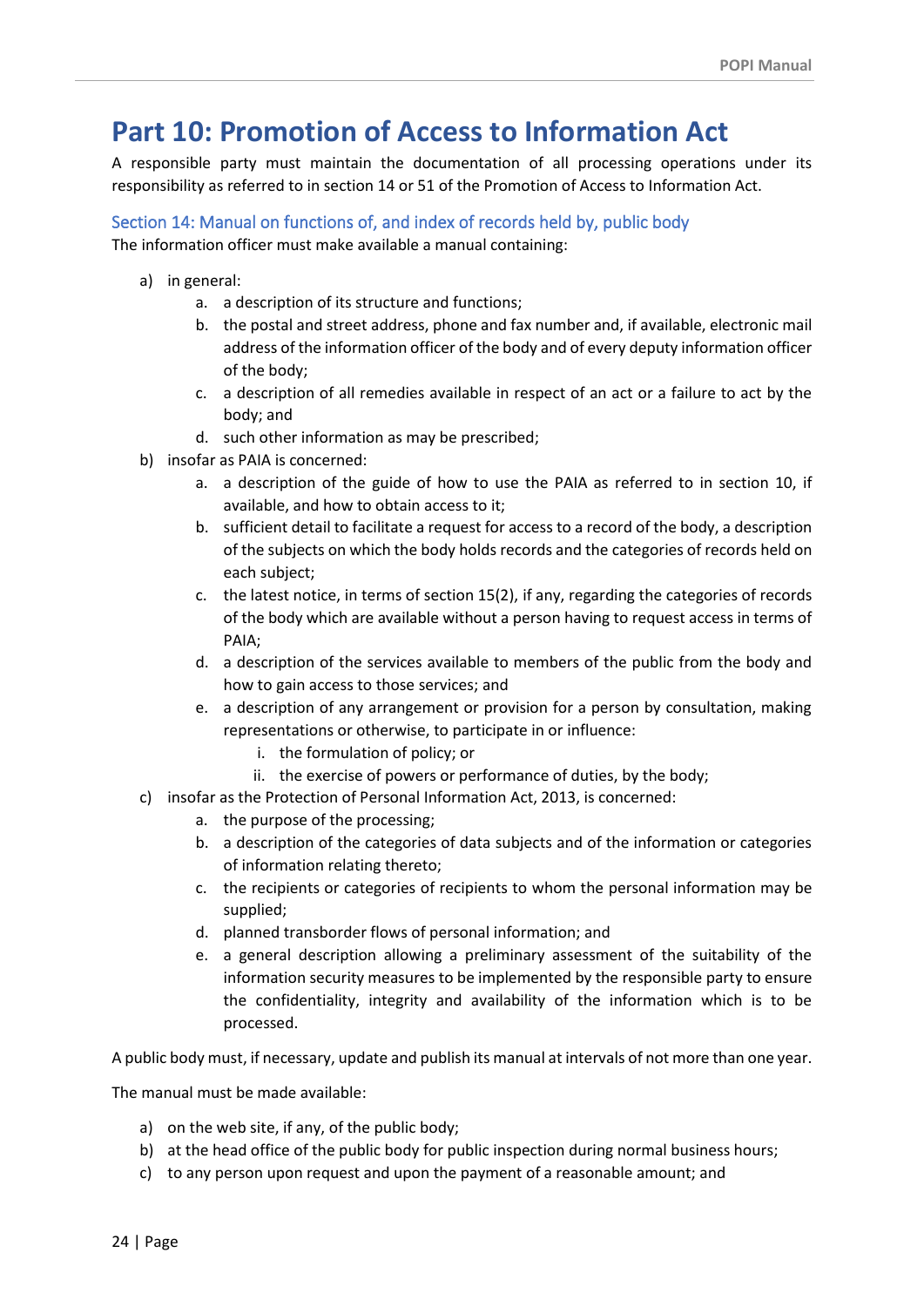# Part 10: Promotion of Access to Information Act

A responsible party must maintain the documentation of all processing operations under its responsibility as referred to in section 14 or 51 of the Promotion of Access to Information Act.

## Section 14: Manual on functions of, and index of records held by, public body

The information officer must make available a manual containing:

a) in general:
    a. a description of its structure and functions;
    b. the postal and street address, phone and fax number and, if available, electronic mail address of the information officer of the body and of every deputy information officer of the body;
    c. a description of all remedies available in respect of an act or a failure to act by the body; and
    d. such other information as may be prescribed;
b) insofar as PAIA is concerned:
    a. a description of the guide of how to use the PAIA as referred to in section 10, if available, and how to obtain access to it;
    b. sufficient detail to facilitate a request for access to a record of the body, a description of the subjects on which the body holds records and the categories of records held on each subject;
    c. the latest notice, in terms of section 15(2), if any, regarding the categories of records of the body which are available without a person having to request access in terms of PAIA;
    d. a description of the services available to members of the public from the body and how to gain access to those services; and
    e. a description of any arrangement or provision for a person by consultation, making representations or otherwise, to participate in or influence:
        i. the formulation of policy; or
        ii. the exercise of powers or performance of duties, by the body;
c) insofar as the Protection of Personal Information Act, 2013, is concerned:
    a. the purpose of the processing;
    b. a description of the categories of data subjects and of the information or categories of information relating thereto;
    c. the recipients or categories of recipients to whom the personal information may be supplied;
    d. planned transborder flows of personal information; and
    e. a general description allowing a preliminary assessment of the suitability of the information security measures to be implemented by the responsible party to ensure the confidentiality, integrity and availability of the information which is to be processed.

A public body must, if necessary, update and publish its manual at intervals of not more than one year.

The manual must be made available:

a) on the web site, if any, of the public body;
b) at the head office of the public body for public inspection during normal business hours;
c) to any person upon request and upon the payment of a reasonable amount; and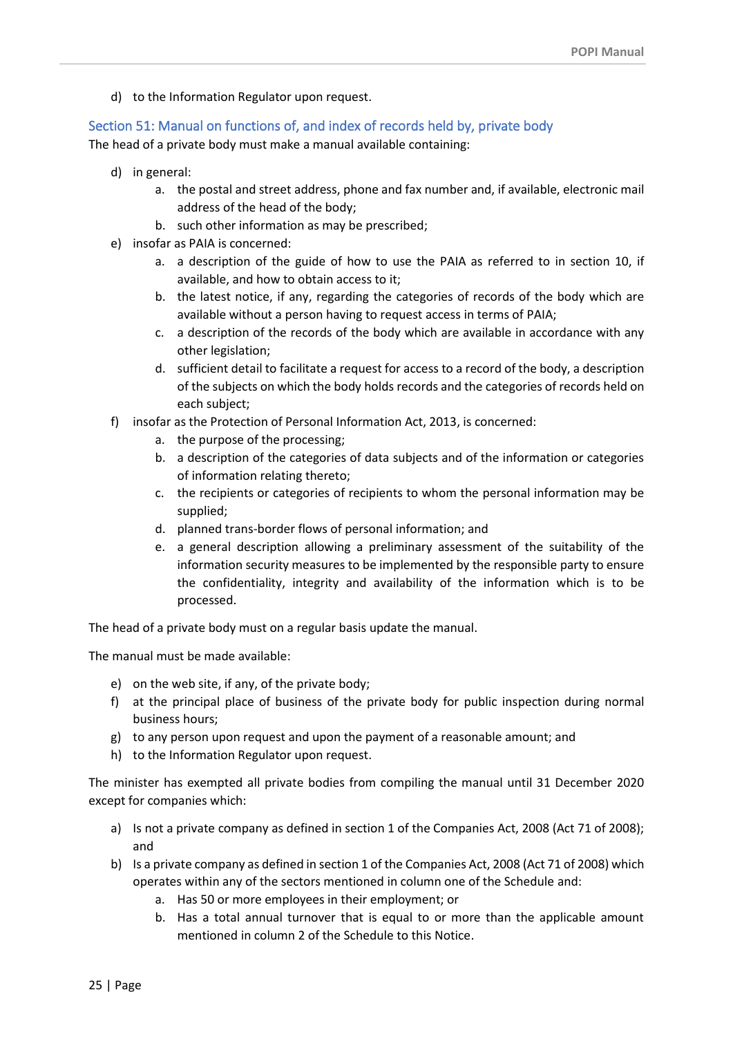d) to the Information Regulator upon request.

## Section 51: Manual on functions of, and index of records held by, private body

The head of a private body must make a manual available containing:

d) in general:
   a. the postal and street address, phone and fax number and, if available, electronic mail address of the head of the body;
   b. such other information as may be prescribed;
e) insofar as PAIA is concerned:
   a. a description of the guide of how to use the PAIA as referred to in section 10, if available, and how to obtain access to it;
   b. the latest notice, if any, regarding the categories of records of the body which are available without a person having to request access in terms of PAIA;
   c. a description of the records of the body which are available in accordance with any other legislation;
   d. sufficient detail to facilitate a request for access to a record of the body, a description of the subjects on which the body holds records and the categories of records held on each subject;
f) insofar as the Protection of Personal Information Act, 2013, is concerned:
   a. the purpose of the processing;
   b. a description of the categories of data subjects and of the information or categories of information relating thereto;
   c. the recipients or categories of recipients to whom the personal information may be supplied;
   d. planned trans-border flows of personal information; and
   e. a general description allowing a preliminary assessment of the suitability of the information security measures to be implemented by the responsible party to ensure the confidentiality, integrity and availability of the information which is to be processed.

The head of a private body must on a regular basis update the manual.

The manual must be made available:

e) on the web site, if any, of the private body;
f) at the principal place of business of the private body for public inspection during normal business hours;
g) to any person upon request and upon the payment of a reasonable amount; and
h) to the Information Regulator upon request.

The minister has exempted all private bodies from compiling the manual until 31 December 2020 except for companies which:

a) Is not a private company as defined in section 1 of the Companies Act, 2008 (Act 71 of 2008); and
b) Is a private company as defined in section 1 of the Companies Act, 2008 (Act 71 of 2008) which operates within any of the sectors mentioned in column one of the Schedule and:
   a. Has 50 or more employees in their employment; or
   b. Has a total annual turnover that is equal to or more than the applicable amount mentioned in column 2 of the Schedule to this Notice.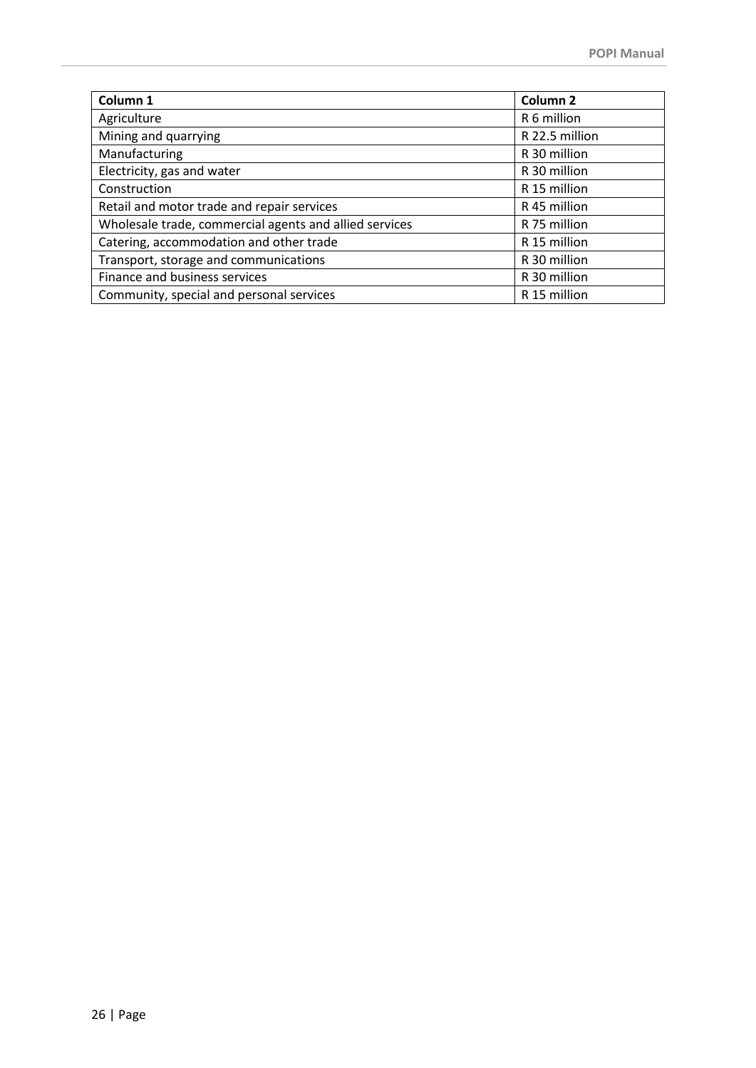| Column 1 | Column 2 |
|---|---|
| Agriculture | R 6 million |
| Mining and quarrying | R 22.5 million |
| Manufacturing | R 30 million |
| Electricity, gas and water | R 30 million |
| Construction | R 15 million |
| Retail and motor trade and repair services | R 45 million |
| Wholesale trade, commercial agents and allied services | R 75 million |
| Catering, accommodation and other trade | R 15 million |
| Transport, storage and communications | R 30 million |
| Finance and business services | R 30 million |
| Community, special and personal services | R 15 million |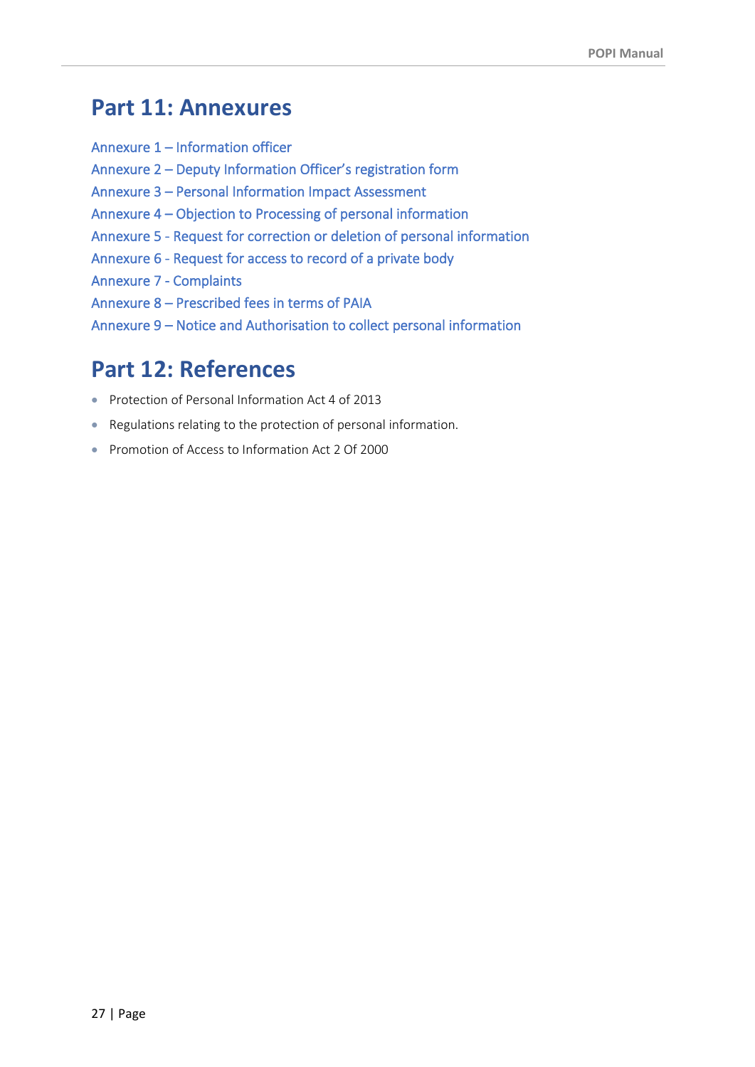# Part 11: Annexures

Annexure 1 – Information officer
Annexure 2 – Deputy Information Officer's registration form
Annexure 3 – Personal Information Impact Assessment
Annexure 4 – Objection to Processing of personal information
Annexure 5 - Request for correction or deletion of personal information
Annexure 6 - Request for access to record of a private body
Annexure 7 - Complaints
Annexure 8 – Prescribed fees in terms of PAIA
Annexure 9 – Notice and Authorisation to collect personal information

# Part 12: References

- Protection of Personal Information Act 4 of 2013
- Regulations relating to the protection of personal information.
- Promotion of Access to Information Act 2 Of 2000